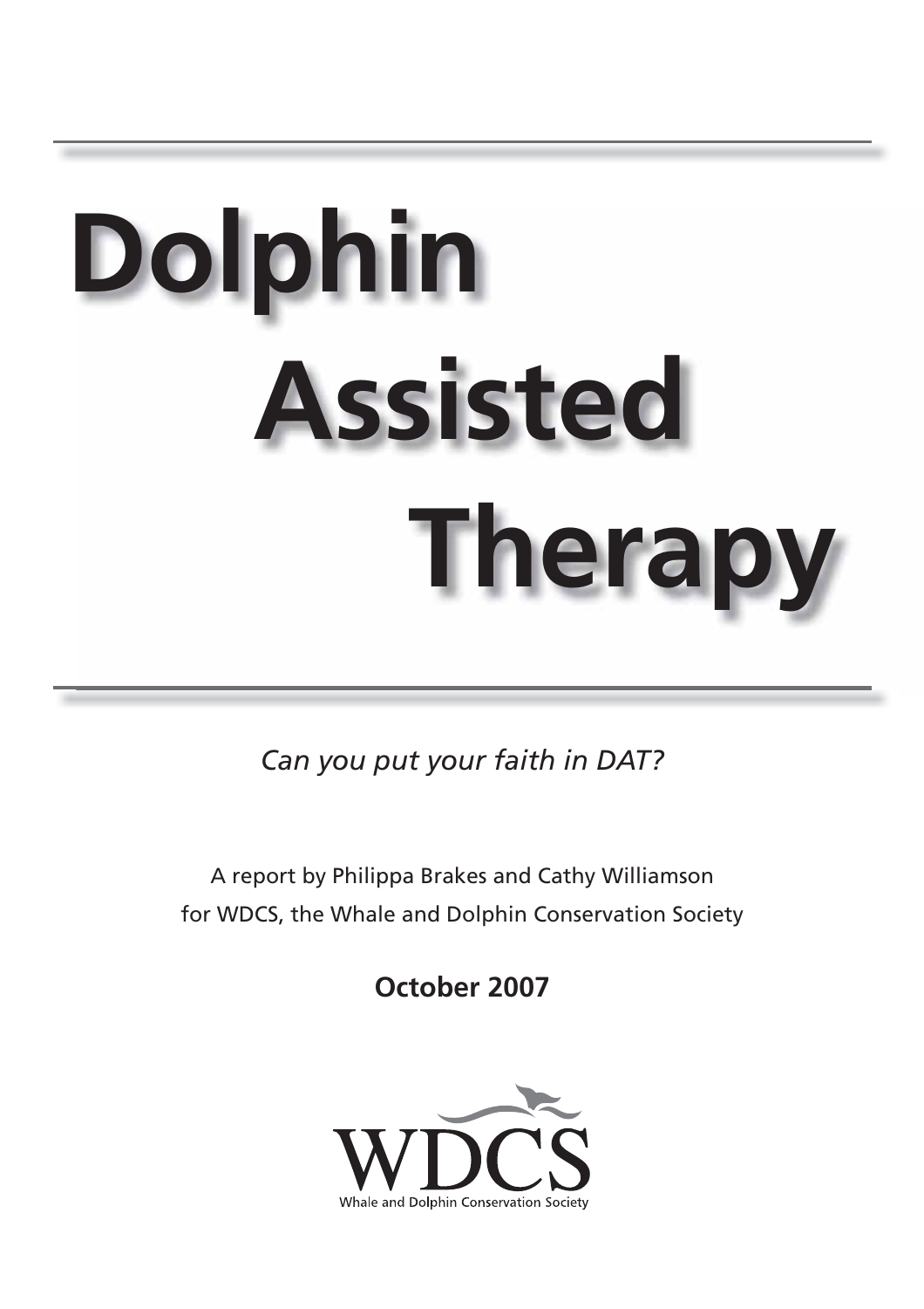# Dolphin Assisted Therapy

*Can you put your faith in DAT?*

A report by Philippa Brakes and Cathy Williamson for WDCS, the Whale and Dolphin Conservation Society

**October 2007**

WDCS

Whale and Dolphin Conservation Society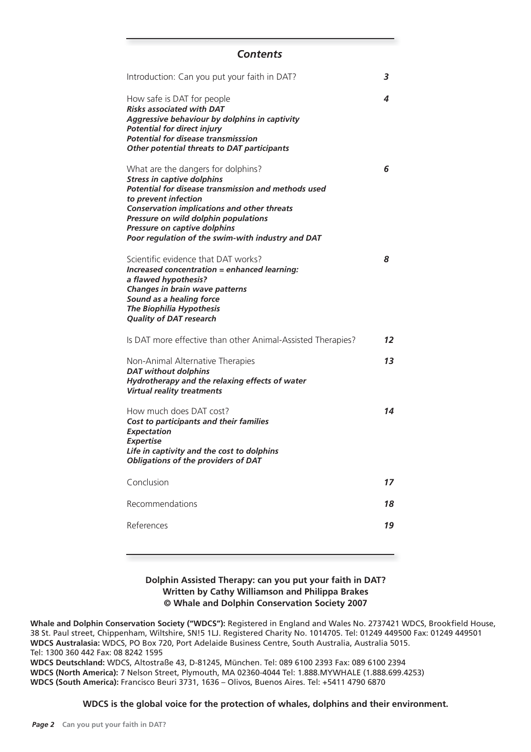## *Contents*

| | |
|---|---|
| Introduction: Can you put your faith in DAT? | ***3*** |
| How safe is DAT for people<br>***Risks associated with DAT***<br>***Aggressive behaviour by dolphins in captivity***<br>***Potential for direct injury***<br>***Potential for disease transmisssion***<br>***Other potential threats to DAT participants*** | ***4*** |
| What are the dangers for dolphins?<br>***Stress in captive dolphins***<br>***Potential for disease transmission and methods used to prevent infection***<br>***Conservation implications and other threats***<br>***Pressure on wild dolphin populations***<br>***Pressure on captive dolphins***<br>***Poor regulation of the swim-with industry and DAT*** | ***6*** |
| Scientific evidence that DAT works?<br>***Increased concentration = enhanced learning: a flawed hypothesis?***<br>***Changes in brain wave patterns***<br>***Sound as a healing force***<br>***The Biophilia Hypothesis***<br>***Quality of DAT research*** | ***8*** |
| Is DAT more effective than other Animal-Assisted Therapies? | ***12*** |
| Non-Animal Alternative Therapies<br>***DAT without dolphins***<br>***Hydrotherapy and the relaxing effects of water***<br>***Virtual reality treatments*** | ***13*** |
| How much does DAT cost?<br>***Cost to participants and their families***<br>***Expectation***<br>***Expertise***<br>***Life in captivity and the cost to dolphins***<br>***Obligations of the providers of DAT*** | ***14*** |
| Conclusion | ***17*** |
| Recommendations | ***18*** |
| References | ***19*** |

**Dolphin Assisted Therapy: can you put your faith in DAT?**
**Written by Cathy Williamson and Philippa Brakes**
**© Whale and Dolphin Conservation Society 2007**

**Whale and Dolphin Conservation Society ("WDCS"):** Registered in England and Wales No. 2737421 WDCS, Brookfield House, 38 St. Paul street, Chippenham, Wiltshire, SN!5 1LJ. Registered Charity No. 1014705. Tel: 01249 449500 Fax: 01249 449501
**WDCS Australasia:** WDCS, PO Box 720, Port Adelaide Business Centre, South Australia, Australia 5015. Tel: 1300 360 442 Fax: 08 8242 1595
**WDCS Deutschland:** WDCS, Altostraße 43, D-81245, München. Tel: 089 6100 2393 Fax: 089 6100 2394
**WDCS (North America):** 7 Nelson Street, Plymouth, MA 02360-4044 Tel: 1.888.MYWHALE (1.888.699.4253)
**WDCS (South America):** Francisco Beuri 3731, 1636 – Olivos, Buenos Aires. Tel: +5411 4790 6870

**WDCS is the global voice for the protection of whales, dolphins and their environment.**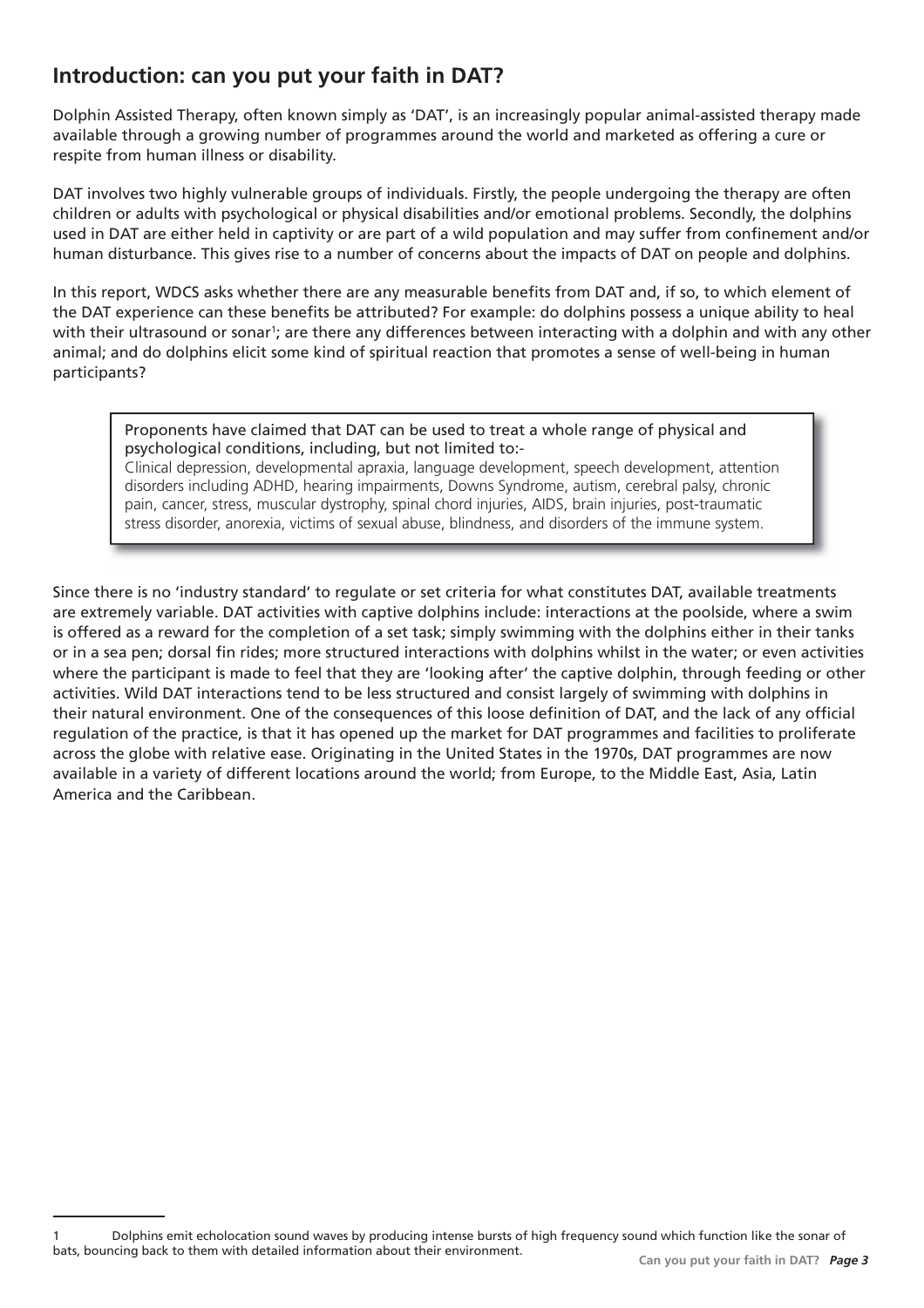## Introduction: can you put your faith in DAT?

Dolphin Assisted Therapy, often known simply as 'DAT', is an increasingly popular animal-assisted therapy made available through a growing number of programmes around the world and marketed as offering a cure or respite from human illness or disability.

DAT involves two highly vulnerable groups of individuals. Firstly, the people undergoing the therapy are often children or adults with psychological or physical disabilities and/or emotional problems. Secondly, the dolphins used in DAT are either held in captivity or are part of a wild population and may suffer from confinement and/or human disturbance. This gives rise to a number of concerns about the impacts of DAT on people and dolphins.

In this report, WDCS asks whether there are any measurable benefits from DAT and, if so, to which element of the DAT experience can these benefits be attributed? For example: do dolphins possess a unique ability to heal with their ultrasound or sonar[1]; are there any differences between interacting with a dolphin and with any other animal; and do dolphins elicit some kind of spiritual reaction that promotes a sense of well-being in human participants?

> Proponents have claimed that DAT can be used to treat a whole range of physical and psychological conditions, including, but not limited to:-
> Clinical depression, developmental apraxia, language development, speech development, attention disorders including ADHD, hearing impairments, Downs Syndrome, autism, cerebral palsy, chronic pain, cancer, stress, muscular dystrophy, spinal chord injuries, AIDS, brain injuries, post-traumatic stress disorder, anorexia, victims of sexual abuse, blindness, and disorders of the immune system.

Since there is no 'industry standard' to regulate or set criteria for what constitutes DAT, available treatments are extremely variable. DAT activities with captive dolphins include: interactions at the poolside, where a swim is offered as a reward for the completion of a set task; simply swimming with the dolphins either in their tanks or in a sea pen; dorsal fin rides; more structured interactions with dolphins whilst in the water; or even activities where the participant is made to feel that they are 'looking after' the captive dolphin, through feeding or other activities. Wild DAT interactions tend to be less structured and consist largely of swimming with dolphins in their natural environment. One of the consequences of this loose definition of DAT, and the lack of any official regulation of the practice, is that it has opened up the market for DAT programmes and facilities to proliferate across the globe with relative ease. Originating in the United States in the 1970s, DAT programmes are now available in a variety of different locations around the world; from Europe, to the Middle East, Asia, Latin America and the Caribbean.

---

1 Dolphins emit echolocation sound waves by producing intense bursts of high frequency sound which function like the sonar of bats, bouncing back to them with detailed information about their environment.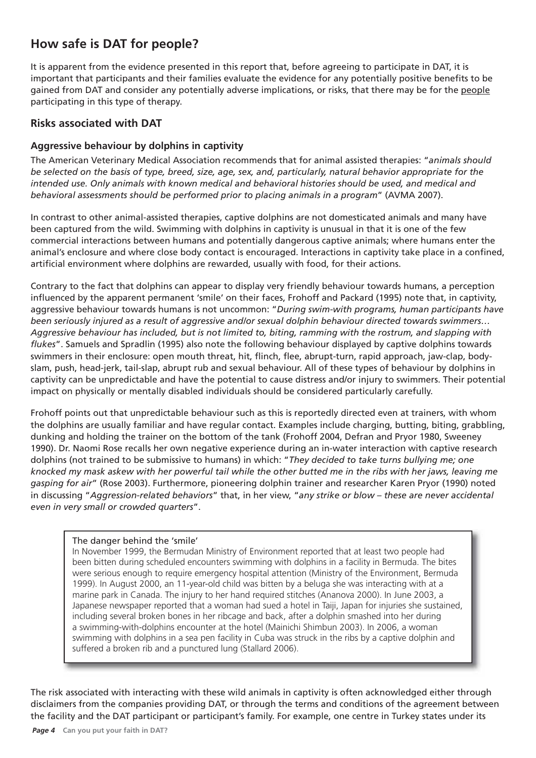## How safe is DAT for people?

It is apparent from the evidence presented in this report that, before agreeing to participate in DAT, it is important that participants and their families evaluate the evidence for any potentially positive benefits to be gained from DAT and consider any potentially adverse implications, or risks, that there may be for the people participating in this type of therapy.

### Risks associated with DAT

#### Aggressive behaviour by dolphins in captivity

The American Veterinary Medical Association recommends that for animal assisted therapies: "*animals should be selected on the basis of type, breed, size, age, sex, and, particularly, natural behavior appropriate for the intended use. Only animals with known medical and behavioral histories should be used, and medical and behavioral assessments should be performed prior to placing animals in a program*" (AVMA 2007).

In contrast to other animal-assisted therapies, captive dolphins are not domesticated animals and many have been captured from the wild. Swimming with dolphins in captivity is unusual in that it is one of the few commercial interactions between humans and potentially dangerous captive animals; where humans enter the animal's enclosure and where close body contact is encouraged. Interactions in captivity take place in a confined, artificial environment where dolphins are rewarded, usually with food, for their actions.

Contrary to the fact that dolphins can appear to display very friendly behaviour towards humans, a perception influenced by the apparent permanent 'smile' on their faces, Frohoff and Packard (1995) note that, in captivity, aggressive behaviour towards humans is not uncommon: "*During swim-with programs, human participants have been seriously injured as a result of aggressive and/or sexual dolphin behaviour directed towards swimmers… Aggressive behaviour has included, but is not limited to, biting, ramming with the rostrum, and slapping with flukes*". Samuels and Spradlin (1995) also note the following behaviour displayed by captive dolphins towards swimmers in their enclosure: open mouth threat, hit, flinch, flee, abrupt-turn, rapid approach, jaw-clap, body-slam, push, head-jerk, tail-slap, abrupt rub and sexual behaviour. All of these types of behaviour by dolphins in captivity can be unpredictable and have the potential to cause distress and/or injury to swimmers. Their potential impact on physically or mentally disabled individuals should be considered particularly carefully.

Frohoff points out that unpredictable behaviour such as this is reportedly directed even at trainers, with whom the dolphins are usually familiar and have regular contact. Examples include charging, butting, biting, grabbling, dunking and holding the trainer on the bottom of the tank (Frohoff 2004, Defran and Pryor 1980, Sweeney 1990). Dr. Naomi Rose recalls her own negative experience during an in-water interaction with captive research dolphins (not trained to be submissive to humans) in which: "*They decided to take turns bullying me; one knocked my mask askew with her powerful tail while the other butted me in the ribs with her jaws, leaving me gasping for air*" (Rose 2003). Furthermore, pioneering dolphin trainer and researcher Karen Pryor (1990) noted in discussing "*Aggression-related behaviors*" that, in her view, "*any strike or blow – these are never accidental even in very small or crowded quarters*".

> The danger behind the 'smile'
>
> In November 1999, the Bermudan Ministry of Environment reported that at least two people had been bitten during scheduled encounters swimming with dolphins in a facility in Bermuda. The bites were serious enough to require emergency hospital attention (Ministry of the Environment, Bermuda 1999). In August 2000, an 11-year-old child was bitten by a beluga she was interacting with at a marine park in Canada. The injury to her hand required stitches (Ananova 2000). In June 2003, a Japanese newspaper reported that a woman had sued a hotel in Taiji, Japan for injuries she sustained, including several broken bones in her ribcage and back, after a dolphin smashed into her during a swimming-with-dolphins encounter at the hotel (Mainichi Shimbun 2003). In 2006, a woman swimming with dolphins in a sea pen facility in Cuba was struck in the ribs by a captive dolphin and suffered a broken rib and a punctured lung (Stallard 2006).

The risk associated with interacting with these wild animals in captivity is often acknowledged either through disclaimers from the companies providing DAT, or through the terms and conditions of the agreement between the facility and the DAT participant or participant's family. For example, one centre in Turkey states under its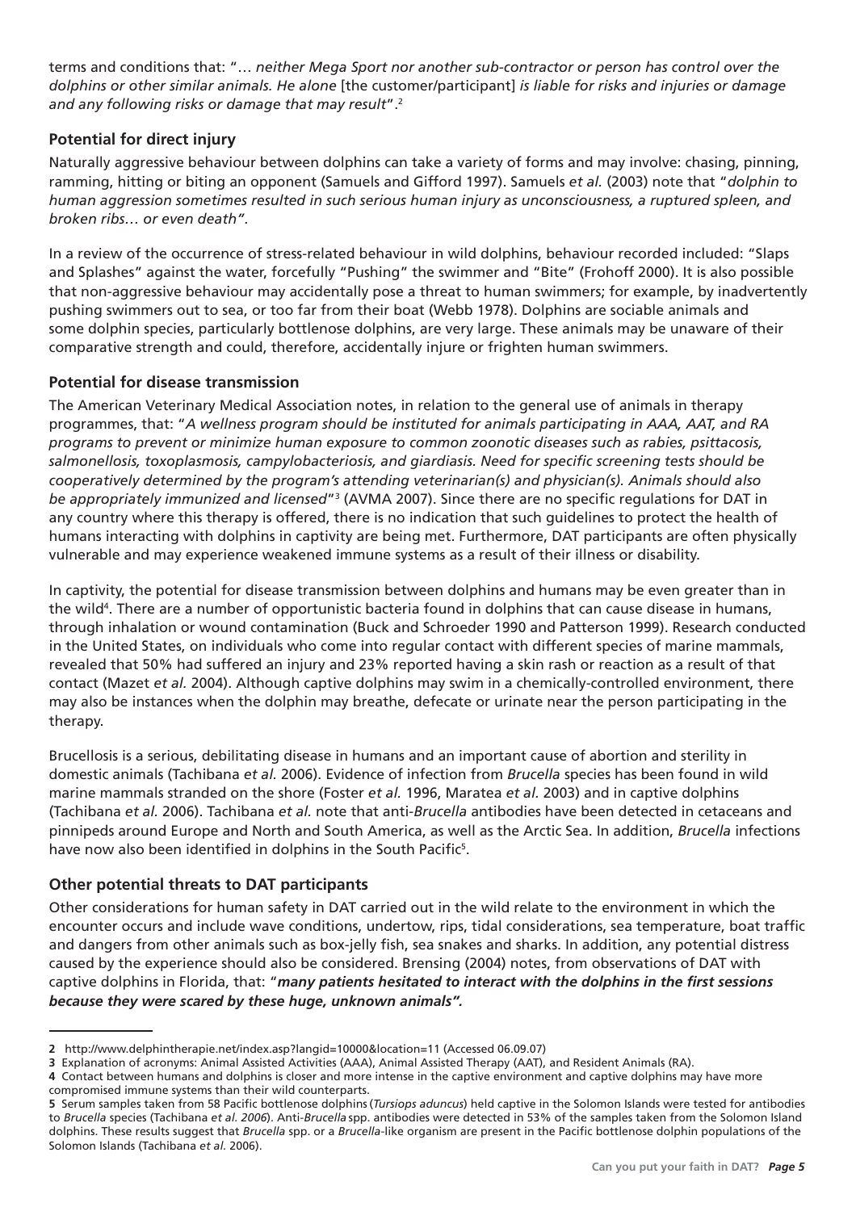terms and conditions that: "… *neither Mega Sport nor another sub-contractor or person has control over the dolphins or other similar animals. He alone* [the customer/participant] *is liable for risks and injuries or damage and any following risks or damage that may result*".[2]

## Potential for direct injury

Naturally aggressive behaviour between dolphins can take a variety of forms and may involve: chasing, pinning, ramming, hitting or biting an opponent (Samuels and Gifford 1997). Samuels *et al.* (2003) note that "*dolphin to human aggression sometimes resulted in such serious human injury as unconsciousness, a ruptured spleen, and broken ribs… or even death"*.

In a review of the occurrence of stress-related behaviour in wild dolphins, behaviour recorded included: "Slaps and Splashes" against the water, forcefully "Pushing" the swimmer and "Bite" (Frohoff 2000). It is also possible that non-aggressive behaviour may accidentally pose a threat to human swimmers; for example, by inadvertently pushing swimmers out to sea, or too far from their boat (Webb 1978). Dolphins are sociable animals and some dolphin species, particularly bottlenose dolphins, are very large. These animals may be unaware of their comparative strength and could, therefore, accidentally injure or frighten human swimmers.

## Potential for disease transmission

The American Veterinary Medical Association notes, in relation to the general use of animals in therapy programmes, that: "*A wellness program should be instituted for animals participating in AAA, AAT, and RA programs to prevent or minimize human exposure to common zoonotic diseases such as rabies, psittacosis, salmonellosis, toxoplasmosis, campylobacteriosis, and giardiasis. Need for specific screening tests should be cooperatively determined by the program's attending veterinarian(s) and physician(s). Animals should also be appropriately immunized and licensed*"[3] (AVMA 2007). Since there are no specific regulations for DAT in any country where this therapy is offered, there is no indication that such guidelines to protect the health of humans interacting with dolphins in captivity are being met. Furthermore, DAT participants are often physically vulnerable and may experience weakened immune systems as a result of their illness or disability.

In captivity, the potential for disease transmission between dolphins and humans may be even greater than in the wild[4]. There are a number of opportunistic bacteria found in dolphins that can cause disease in humans, through inhalation or wound contamination (Buck and Schroeder 1990 and Patterson 1999). Research conducted in the United States, on individuals who come into regular contact with different species of marine mammals, revealed that 50% had suffered an injury and 23% reported having a skin rash or reaction as a result of that contact (Mazet *et al.* 2004). Although captive dolphins may swim in a chemically-controlled environment, there may also be instances when the dolphin may breathe, defecate or urinate near the person participating in the therapy.

Brucellosis is a serious, debilitating disease in humans and an important cause of abortion and sterility in domestic animals (Tachibana *et al.* 2006). Evidence of infection from *Brucella* species has been found in wild marine mammals stranded on the shore (Foster *et al.* 1996, Maratea *et al.* 2003) and in captive dolphins (Tachibana *et al.* 2006). Tachibana *et al.* note that anti-*Brucella* antibodies have been detected in cetaceans and pinnipeds around Europe and North and South America, as well as the Arctic Sea. In addition, *Brucella* infections have now also been identified in dolphins in the South Pacific[5].

## Other potential threats to DAT participants

Other considerations for human safety in DAT carried out in the wild relate to the environment in which the encounter occurs and include wave conditions, undertow, rips, tidal considerations, sea temperature, boat traffic and dangers from other animals such as box-jelly fish, sea snakes and sharks. In addition, any potential distress caused by the experience should also be considered. Brensing (2004) notes, from observations of DAT with captive dolphins in Florida, that: "***many patients hesitated to interact with the dolphins in the first sessions because they were scared by these huge, unknown animals".***

---

**2** http://www.delphintherapie.net/index.asp?langid=10000&location=11 (Accessed 06.09.07)

**3** Explanation of acronyms: Animal Assisted Activities (AAA), Animal Assisted Therapy (AAT), and Resident Animals (RA).

**4** Contact between humans and dolphins is closer and more intense in the captive environment and captive dolphins may have more compromised immune systems than their wild counterparts.

**5** Serum samples taken from 58 Pacific bottlenose dolphins (*Tursiops aduncus*) held captive in the Solomon Islands were tested for antibodies to *Brucella* species (Tachibana *et al. 2006*). Anti-*Brucella* spp. antibodies were detected in 53% of the samples taken from the Solomon Island dolphins. These results suggest that *Brucella* spp. or a *Brucella*-like organism are present in the Pacific bottlenose dolphin populations of the Solomon Islands (Tachibana *et al.* 2006).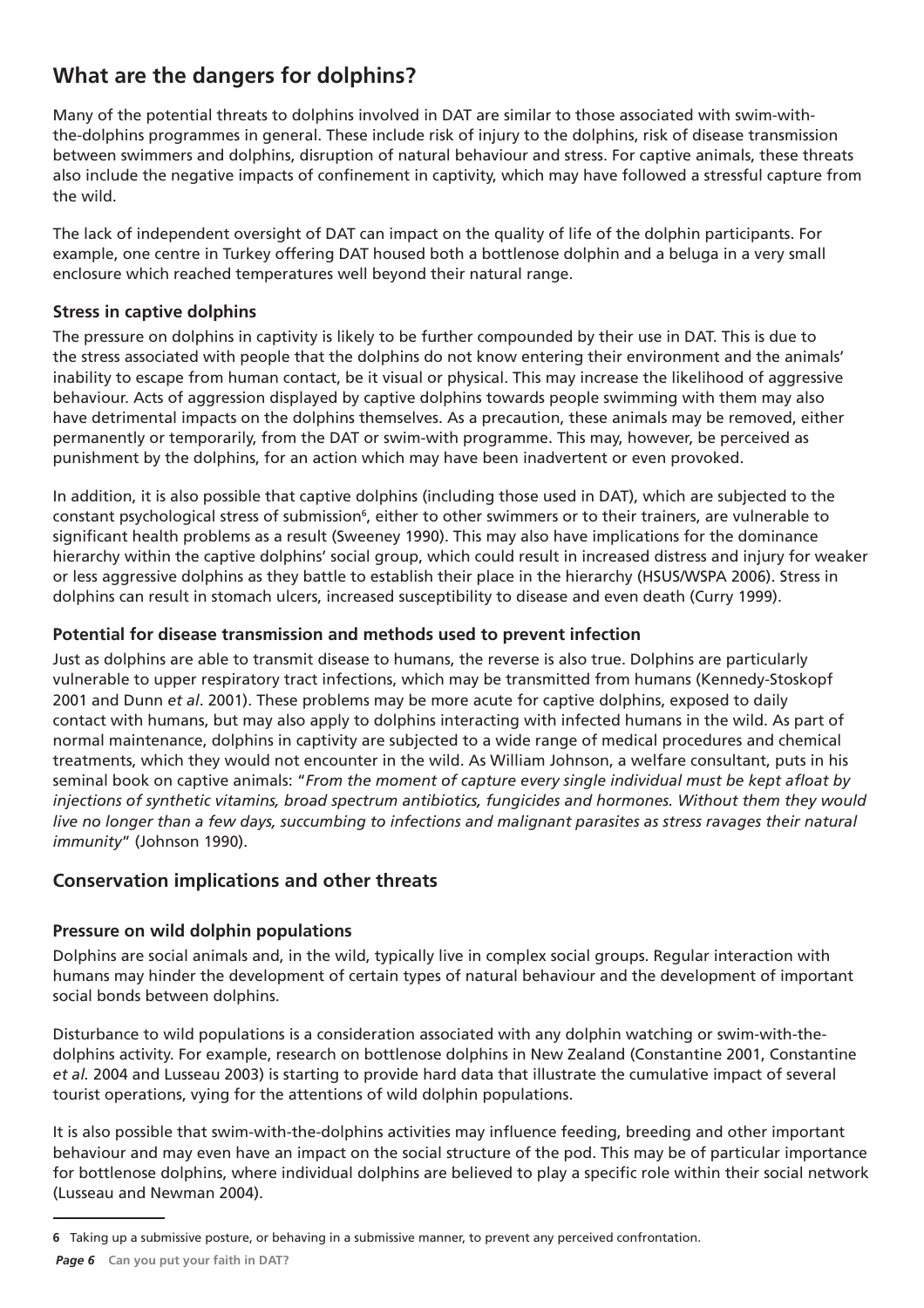## What are the dangers for dolphins?

Many of the potential threats to dolphins involved in DAT are similar to those associated with swim-with-the-dolphins programmes in general. These include risk of injury to the dolphins, risk of disease transmission between swimmers and dolphins, disruption of natural behaviour and stress. For captive animals, these threats also include the negative impacts of confinement in captivity, which may have followed a stressful capture from the wild.

The lack of independent oversight of DAT can impact on the quality of life of the dolphin participants. For example, one centre in Turkey offering DAT housed both a bottlenose dolphin and a beluga in a very small enclosure which reached temperatures well beyond their natural range.

### Stress in captive dolphins

The pressure on dolphins in captivity is likely to be further compounded by their use in DAT. This is due to the stress associated with people that the dolphins do not know entering their environment and the animals' inability to escape from human contact, be it visual or physical. This may increase the likelihood of aggressive behaviour. Acts of aggression displayed by captive dolphins towards people swimming with them may also have detrimental impacts on the dolphins themselves. As a precaution, these animals may be removed, either permanently or temporarily, from the DAT or swim-with programme. This may, however, be perceived as punishment by the dolphins, for an action which may have been inadvertent or even provoked.

In addition, it is also possible that captive dolphins (including those used in DAT), which are subjected to the constant psychological stress of submission[6], either to other swimmers or to their trainers, are vulnerable to significant health problems as a result (Sweeney 1990). This may also have implications for the dominance hierarchy within the captive dolphins' social group, which could result in increased distress and injury for weaker or less aggressive dolphins as they battle to establish their place in the hierarchy (HSUS/WSPA 2006). Stress in dolphins can result in stomach ulcers, increased susceptibility to disease and even death (Curry 1999).

### Potential for disease transmission and methods used to prevent infection

Just as dolphins are able to transmit disease to humans, the reverse is also true. Dolphins are particularly vulnerable to upper respiratory tract infections, which may be transmitted from humans (Kennedy-Stoskopf 2001 and Dunn *et al*. 2001). These problems may be more acute for captive dolphins, exposed to daily contact with humans, but may also apply to dolphins interacting with infected humans in the wild. As part of normal maintenance, dolphins in captivity are subjected to a wide range of medical procedures and chemical treatments, which they would not encounter in the wild. As William Johnson, a welfare consultant, puts in his seminal book on captive animals: "*From the moment of capture every single individual must be kept afloat by injections of synthetic vitamins, broad spectrum antibiotics, fungicides and hormones. Without them they would live no longer than a few days, succumbing to infections and malignant parasites as stress ravages their natural immunity*" (Johnson 1990).

## Conservation implications and other threats

### Pressure on wild dolphin populations

Dolphins are social animals and, in the wild, typically live in complex social groups. Regular interaction with humans may hinder the development of certain types of natural behaviour and the development of important social bonds between dolphins.

Disturbance to wild populations is a consideration associated with any dolphin watching or swim-with-the-dolphins activity. For example, research on bottlenose dolphins in New Zealand (Constantine 2001, Constantine *et al.* 2004 and Lusseau 2003) is starting to provide hard data that illustrate the cumulative impact of several tourist operations, vying for the attentions of wild dolphin populations.

It is also possible that swim-with-the-dolphins activities may influence feeding, breeding and other important behaviour and may even have an impact on the social structure of the pod. This may be of particular importance for bottlenose dolphins, where individual dolphins are believed to play a specific role within their social network (Lusseau and Newman 2004).

---

**6** Taking up a submissive posture, or behaving in a submissive manner, to prevent any perceived confrontation.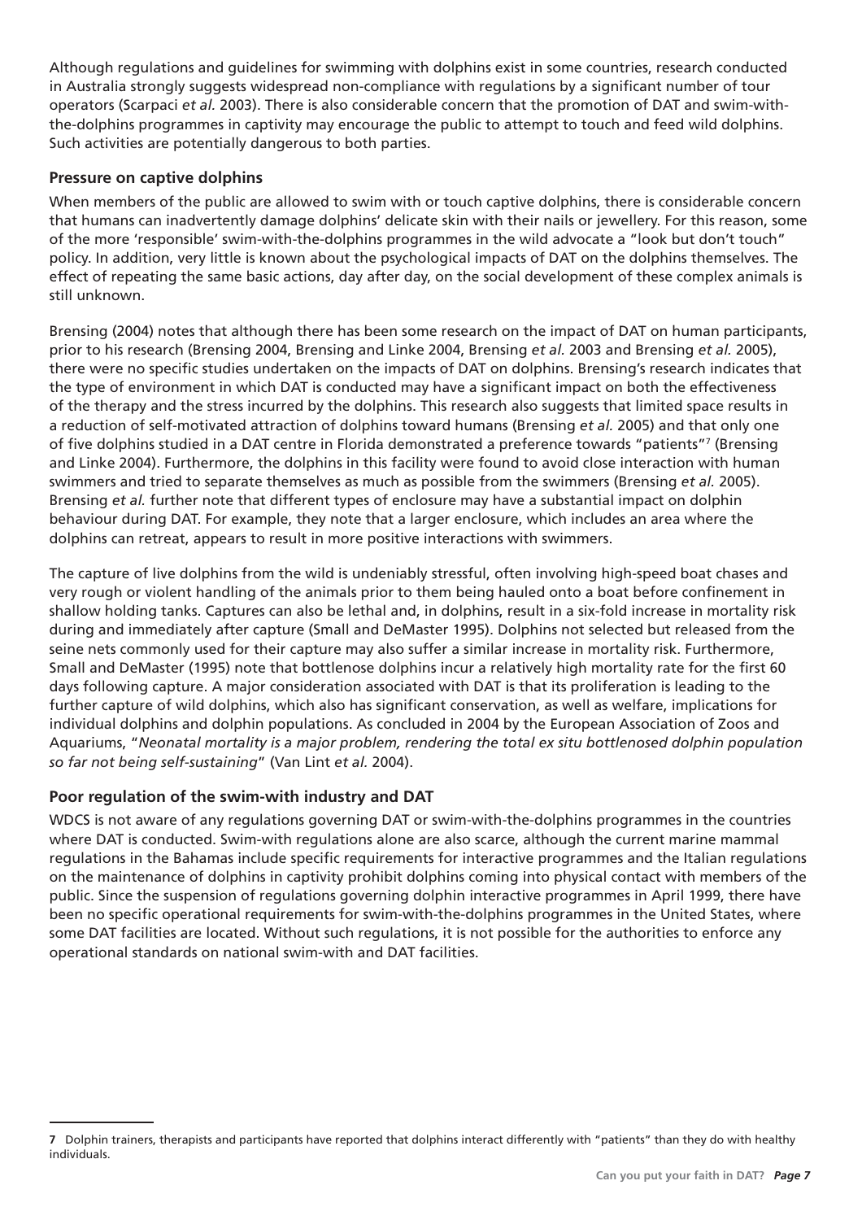Although regulations and guidelines for swimming with dolphins exist in some countries, research conducted in Australia strongly suggests widespread non-compliance with regulations by a significant number of tour operators (Scarpaci *et al.* 2003). There is also considerable concern that the promotion of DAT and swim-with-the-dolphins programmes in captivity may encourage the public to attempt to touch and feed wild dolphins. Such activities are potentially dangerous to both parties.

### Pressure on captive dolphins

When members of the public are allowed to swim with or touch captive dolphins, there is considerable concern that humans can inadvertently damage dolphins' delicate skin with their nails or jewellery. For this reason, some of the more 'responsible' swim-with-the-dolphins programmes in the wild advocate a "look but don't touch" policy. In addition, very little is known about the psychological impacts of DAT on the dolphins themselves. The effect of repeating the same basic actions, day after day, on the social development of these complex animals is still unknown.

Brensing (2004) notes that although there has been some research on the impact of DAT on human participants, prior to his research (Brensing 2004, Brensing and Linke 2004, Brensing *et al.* 2003 and Brensing *et al.* 2005), there were no specific studies undertaken on the impacts of DAT on dolphins. Brensing's research indicates that the type of environment in which DAT is conducted may have a significant impact on both the effectiveness of the therapy and the stress incurred by the dolphins. This research also suggests that limited space results in a reduction of self-motivated attraction of dolphins toward humans (Brensing *et al.* 2005) and that only one of five dolphins studied in a DAT centre in Florida demonstrated a preference towards "patients"[7] (Brensing and Linke 2004). Furthermore, the dolphins in this facility were found to avoid close interaction with human swimmers and tried to separate themselves as much as possible from the swimmers (Brensing *et al.* 2005). Brensing *et al.* further note that different types of enclosure may have a substantial impact on dolphin behaviour during DAT. For example, they note that a larger enclosure, which includes an area where the dolphins can retreat, appears to result in more positive interactions with swimmers.

The capture of live dolphins from the wild is undeniably stressful, often involving high-speed boat chases and very rough or violent handling of the animals prior to them being hauled onto a boat before confinement in shallow holding tanks. Captures can also be lethal and, in dolphins, result in a six-fold increase in mortality risk during and immediately after capture (Small and DeMaster 1995). Dolphins not selected but released from the seine nets commonly used for their capture may also suffer a similar increase in mortality risk. Furthermore, Small and DeMaster (1995) note that bottlenose dolphins incur a relatively high mortality rate for the first 60 days following capture. A major consideration associated with DAT is that its proliferation is leading to the further capture of wild dolphins, which also has significant conservation, as well as welfare, implications for individual dolphins and dolphin populations. As concluded in 2004 by the European Association of Zoos and Aquariums, "*Neonatal mortality is a major problem, rendering the total ex situ bottlenosed dolphin population so far not being self-sustaining*" (Van Lint *et al.* 2004).

### Poor regulation of the swim-with industry and DAT

WDCS is not aware of any regulations governing DAT or swim-with-the-dolphins programmes in the countries where DAT is conducted. Swim-with regulations alone are also scarce, although the current marine mammal regulations in the Bahamas include specific requirements for interactive programmes and the Italian regulations on the maintenance of dolphins in captivity prohibit dolphins coming into physical contact with members of the public. Since the suspension of regulations governing dolphin interactive programmes in April 1999, there have been no specific operational requirements for swim-with-the-dolphins programmes in the United States, where some DAT facilities are located. Without such regulations, it is not possible for the authorities to enforce any operational standards on national swim-with and DAT facilities.

---

**7** Dolphin trainers, therapists and participants have reported that dolphins interact differently with "patients" than they do with healthy individuals.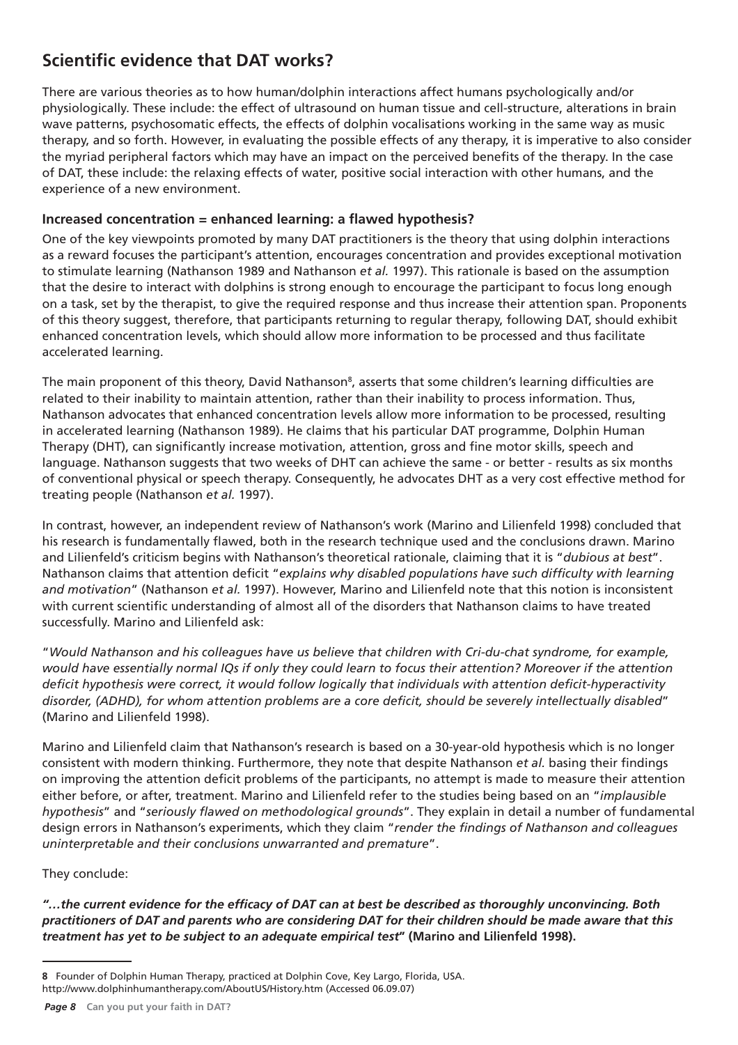## Scientific evidence that DAT works?

There are various theories as to how human/dolphin interactions affect humans psychologically and/or physiologically. These include: the effect of ultrasound on human tissue and cell-structure, alterations in brain wave patterns, psychosomatic effects, the effects of dolphin vocalisations working in the same way as music therapy, and so forth. However, in evaluating the possible effects of any therapy, it is imperative to also consider the myriad peripheral factors which may have an impact on the perceived benefits of the therapy. In the case of DAT, these include: the relaxing effects of water, positive social interaction with other humans, and the experience of a new environment.

### Increased concentration = enhanced learning: a flawed hypothesis?

One of the key viewpoints promoted by many DAT practitioners is the theory that using dolphin interactions as a reward focuses the participant's attention, encourages concentration and provides exceptional motivation to stimulate learning (Nathanson 1989 and Nathanson *et al.* 1997). This rationale is based on the assumption that the desire to interact with dolphins is strong enough to encourage the participant to focus long enough on a task, set by the therapist, to give the required response and thus increase their attention span. Proponents of this theory suggest, therefore, that participants returning to regular therapy, following DAT, should exhibit enhanced concentration levels, which should allow more information to be processed and thus facilitate accelerated learning.

The main proponent of this theory, David Nathanson[8], asserts that some children's learning difficulties are related to their inability to maintain attention, rather than their inability to process information. Thus, Nathanson advocates that enhanced concentration levels allow more information to be processed, resulting in accelerated learning (Nathanson 1989). He claims that his particular DAT programme, Dolphin Human Therapy (DHT), can significantly increase motivation, attention, gross and fine motor skills, speech and language. Nathanson suggests that two weeks of DHT can achieve the same - or better - results as six months of conventional physical or speech therapy. Consequently, he advocates DHT as a very cost effective method for treating people (Nathanson *et al.* 1997).

In contrast, however, an independent review of Nathanson's work (Marino and Lilienfeld 1998) concluded that his research is fundamentally flawed, both in the research technique used and the conclusions drawn. Marino and Lilienfeld's criticism begins with Nathanson's theoretical rationale, claiming that it is "*dubious at best*". Nathanson claims that attention deficit "*explains why disabled populations have such difficulty with learning and motivation*" (Nathanson *et al.* 1997). However, Marino and Lilienfeld note that this notion is inconsistent with current scientific understanding of almost all of the disorders that Nathanson claims to have treated successfully. Marino and Lilienfeld ask:

"*Would Nathanson and his colleagues have us believe that children with Cri-du-chat syndrome, for example, would have essentially normal IQs if only they could learn to focus their attention? Moreover if the attention deficit hypothesis were correct, it would follow logically that individuals with attention deficit-hyperactivity disorder, (ADHD), for whom attention problems are a core deficit, should be severely intellectually disabled*" (Marino and Lilienfeld 1998).

Marino and Lilienfeld claim that Nathanson's research is based on a 30-year-old hypothesis which is no longer consistent with modern thinking. Furthermore, they note that despite Nathanson *et al.* basing their findings on improving the attention deficit problems of the participants, no attempt is made to measure their attention either before, or after, treatment. Marino and Lilienfeld refer to the studies being based on an "*implausible hypothesis*" and "*seriously flawed on methodological grounds*". They explain in detail a number of fundamental design errors in Nathanson's experiments, which they claim "*render the findings of Nathanson and colleagues uninterpretable and their conclusions unwarranted and premature*".

They conclude:

***"…the current evidence for the efficacy of DAT can at best be described as thoroughly unconvincing. Both practitioners of DAT and parents who are considering DAT for their children should be made aware that this treatment has yet to be subject to an adequate empirical test"* (Marino and Lilienfeld 1998).**

---

**8** Founder of Dolphin Human Therapy, practiced at Dolphin Cove, Key Largo, Florida, USA. http://www.dolphinhumantherapy.com/AboutUS/History.htm (Accessed 06.09.07)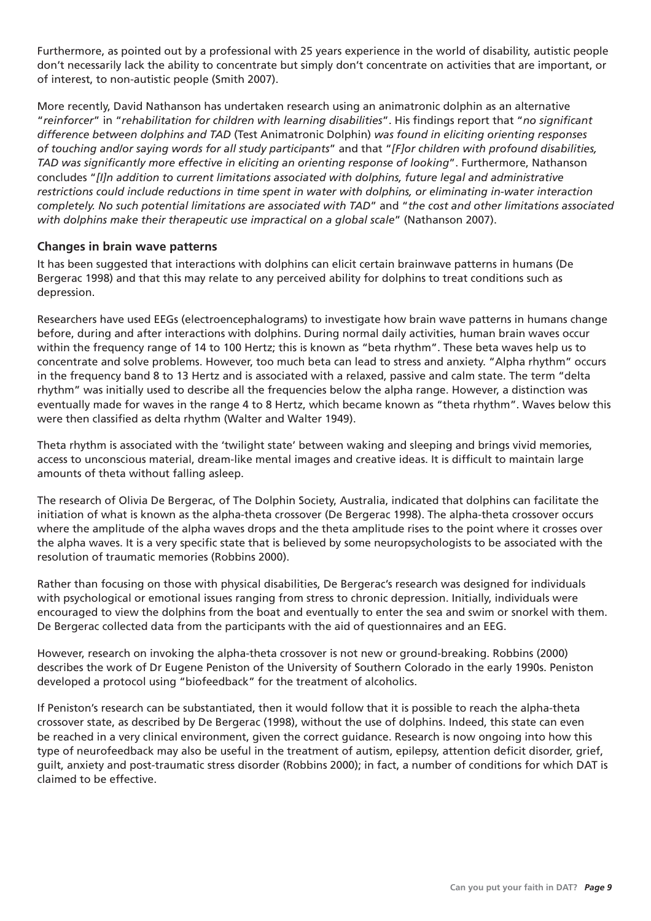Furthermore, as pointed out by a professional with 25 years experience in the world of disability, autistic people don't necessarily lack the ability to concentrate but simply don't concentrate on activities that are important, or of interest, to non-autistic people (Smith 2007).

More recently, David Nathanson has undertaken research using an animatronic dolphin as an alternative "*reinforcer*" in "*rehabilitation for children with learning disabilities*". His findings report that "*no significant difference between dolphins and TAD* (Test Animatronic Dolphin) *was found in eliciting orienting responses of touching and/or saying words for all study participants*" and that "*[F]or children with profound disabilities, TAD was significantly more effective in eliciting an orienting response of looking*". Furthermore, Nathanson concludes "*[I]n addition to current limitations associated with dolphins, future legal and administrative restrictions could include reductions in time spent in water with dolphins, or eliminating in-water interaction completely. No such potential limitations are associated with TAD*" and "*the cost and other limitations associated with dolphins make their therapeutic use impractical on a global scale*" (Nathanson 2007).

## Changes in brain wave patterns

It has been suggested that interactions with dolphins can elicit certain brainwave patterns in humans (De Bergerac 1998) and that this may relate to any perceived ability for dolphins to treat conditions such as depression.

Researchers have used EEGs (electroencephalograms) to investigate how brain wave patterns in humans change before, during and after interactions with dolphins. During normal daily activities, human brain waves occur within the frequency range of 14 to 100 Hertz; this is known as "beta rhythm". These beta waves help us to concentrate and solve problems. However, too much beta can lead to stress and anxiety. "Alpha rhythm" occurs in the frequency band 8 to 13 Hertz and is associated with a relaxed, passive and calm state. The term "delta rhythm" was initially used to describe all the frequencies below the alpha range. However, a distinction was eventually made for waves in the range 4 to 8 Hertz, which became known as "theta rhythm". Waves below this were then classified as delta rhythm (Walter and Walter 1949).

Theta rhythm is associated with the 'twilight state' between waking and sleeping and brings vivid memories, access to unconscious material, dream-like mental images and creative ideas. It is difficult to maintain large amounts of theta without falling asleep.

The research of Olivia De Bergerac, of The Dolphin Society, Australia, indicated that dolphins can facilitate the initiation of what is known as the alpha-theta crossover (De Bergerac 1998). The alpha-theta crossover occurs where the amplitude of the alpha waves drops and the theta amplitude rises to the point where it crosses over the alpha waves. It is a very specific state that is believed by some neuropsychologists to be associated with the resolution of traumatic memories (Robbins 2000).

Rather than focusing on those with physical disabilities, De Bergerac's research was designed for individuals with psychological or emotional issues ranging from stress to chronic depression. Initially, individuals were encouraged to view the dolphins from the boat and eventually to enter the sea and swim or snorkel with them. De Bergerac collected data from the participants with the aid of questionnaires and an EEG.

However, research on invoking the alpha-theta crossover is not new or ground-breaking. Robbins (2000) describes the work of Dr Eugene Peniston of the University of Southern Colorado in the early 1990s. Peniston developed a protocol using "biofeedback" for the treatment of alcoholics.

If Peniston's research can be substantiated, then it would follow that it is possible to reach the alpha-theta crossover state, as described by De Bergerac (1998), without the use of dolphins. Indeed, this state can even be reached in a very clinical environment, given the correct guidance. Research is now ongoing into how this type of neurofeedback may also be useful in the treatment of autism, epilepsy, attention deficit disorder, grief, guilt, anxiety and post-traumatic stress disorder (Robbins 2000); in fact, a number of conditions for which DAT is claimed to be effective.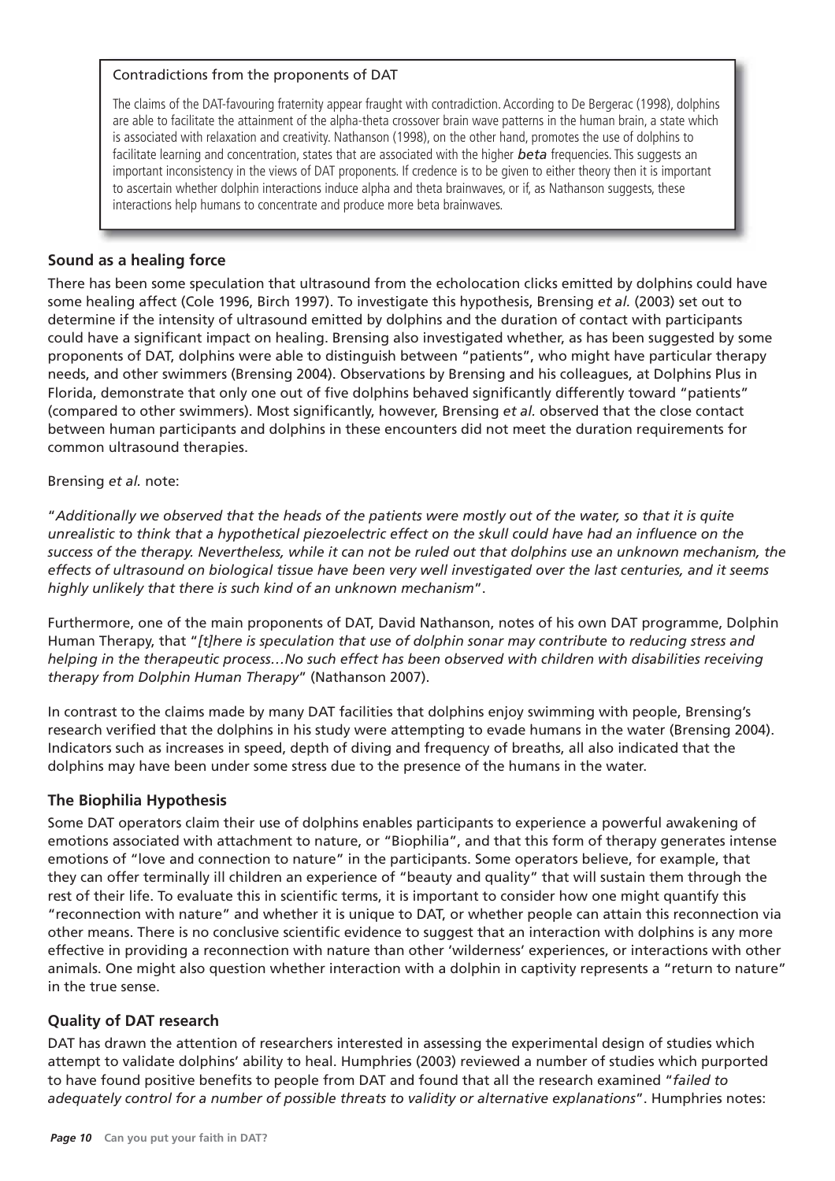> **Contradictions from the proponents of DAT**
>
> The claims of the DAT-favouring fraternity appear fraught with contradiction. According to De Bergerac (1998), dolphins are able to facilitate the attainment of the alpha-theta crossover brain wave patterns in the human brain, a state which is associated with relaxation and creativity. Nathanson (1998), on the other hand, promotes the use of dolphins to facilitate learning and concentration, states that are associated with the higher *beta* frequencies. This suggests an important inconsistency in the views of DAT proponents. If credence is to be given to either theory then it is important to ascertain whether dolphin interactions induce alpha and theta brainwaves, or if, as Nathanson suggests, these interactions help humans to concentrate and produce more beta brainwaves.

## Sound as a healing force

There has been some speculation that ultrasound from the echolocation clicks emitted by dolphins could have some healing affect (Cole 1996, Birch 1997). To investigate this hypothesis, Brensing *et al.* (2003) set out to determine if the intensity of ultrasound emitted by dolphins and the duration of contact with participants could have a significant impact on healing. Brensing also investigated whether, as has been suggested by some proponents of DAT, dolphins were able to distinguish between "patients", who might have particular therapy needs, and other swimmers (Brensing 2004). Observations by Brensing and his colleagues, at Dolphins Plus in Florida, demonstrate that only one out of five dolphins behaved significantly differently toward "patients" (compared to other swimmers). Most significantly, however, Brensing *et al.* observed that the close contact between human participants and dolphins in these encounters did not meet the duration requirements for common ultrasound therapies.

Brensing *et al.* note:

"*Additionally we observed that the heads of the patients were mostly out of the water, so that it is quite unrealistic to think that a hypothetical piezoelectric effect on the skull could have had an influence on the success of the therapy. Nevertheless, while it can not be ruled out that dolphins use an unknown mechanism, the effects of ultrasound on biological tissue have been very well investigated over the last centuries, and it seems highly unlikely that there is such kind of an unknown mechanism*".

Furthermore, one of the main proponents of DAT, David Nathanson, notes of his own DAT programme, Dolphin Human Therapy, that "*[t]here is speculation that use of dolphin sonar may contribute to reducing stress and helping in the therapeutic process…No such effect has been observed with children with disabilities receiving therapy from Dolphin Human Therapy*" (Nathanson 2007).

In contrast to the claims made by many DAT facilities that dolphins enjoy swimming with people, Brensing's research verified that the dolphins in his study were attempting to evade humans in the water (Brensing 2004). Indicators such as increases in speed, depth of diving and frequency of breaths, all also indicated that the dolphins may have been under some stress due to the presence of the humans in the water.

## The Biophilia Hypothesis

Some DAT operators claim their use of dolphins enables participants to experience a powerful awakening of emotions associated with attachment to nature, or "Biophilia", and that this form of therapy generates intense emotions of "love and connection to nature" in the participants. Some operators believe, for example, that they can offer terminally ill children an experience of "beauty and quality" that will sustain them through the rest of their life. To evaluate this in scientific terms, it is important to consider how one might quantify this "reconnection with nature" and whether it is unique to DAT, or whether people can attain this reconnection via other means. There is no conclusive scientific evidence to suggest that an interaction with dolphins is any more effective in providing a reconnection with nature than other 'wilderness' experiences, or interactions with other animals. One might also question whether interaction with a dolphin in captivity represents a "return to nature" in the true sense.

## Quality of DAT research

DAT has drawn the attention of researchers interested in assessing the experimental design of studies which attempt to validate dolphins' ability to heal. Humphries (2003) reviewed a number of studies which purported to have found positive benefits to people from DAT and found that all the research examined "*failed to adequately control for a number of possible threats to validity or alternative explanations*". Humphries notes: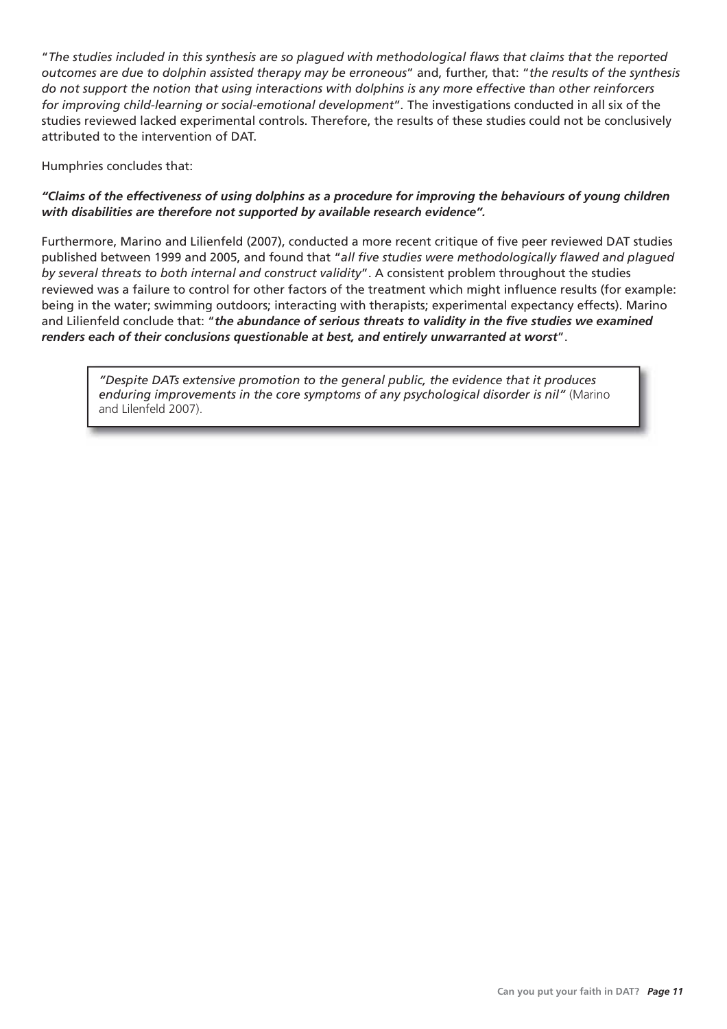"*The studies included in this synthesis are so plagued with methodological flaws that claims that the reported outcomes are due to dolphin assisted therapy may be erroneous*" and, further, that: "*the results of the synthesis do not support the notion that using interactions with dolphins is any more effective than other reinforcers for improving child-learning or social-emotional development*". The investigations conducted in all six of the studies reviewed lacked experimental controls. Therefore, the results of these studies could not be conclusively attributed to the intervention of DAT.

Humphries concludes that:

***"Claims of the effectiveness of using dolphins as a procedure for improving the behaviours of young children with disabilities are therefore not supported by available research evidence".***

Furthermore, Marino and Lilienfeld (2007), conducted a more recent critique of five peer reviewed DAT studies published between 1999 and 2005, and found that "*all five studies were methodologically flawed and plagued by several threats to both internal and construct validity*". A consistent problem throughout the studies reviewed was a failure to control for other factors of the treatment which might influence results (for example: being in the water; swimming outdoors; interacting with therapists; experimental expectancy effects). Marino and Lilienfeld conclude that: "***the abundance of serious threats to validity in the five studies we examined renders each of their conclusions questionable at best, and entirely unwarranted at worst***".

> *"Despite DATs extensive promotion to the general public, the evidence that it produces enduring improvements in the core symptoms of any psychological disorder is nil"* (Marino and Lilenfeld 2007).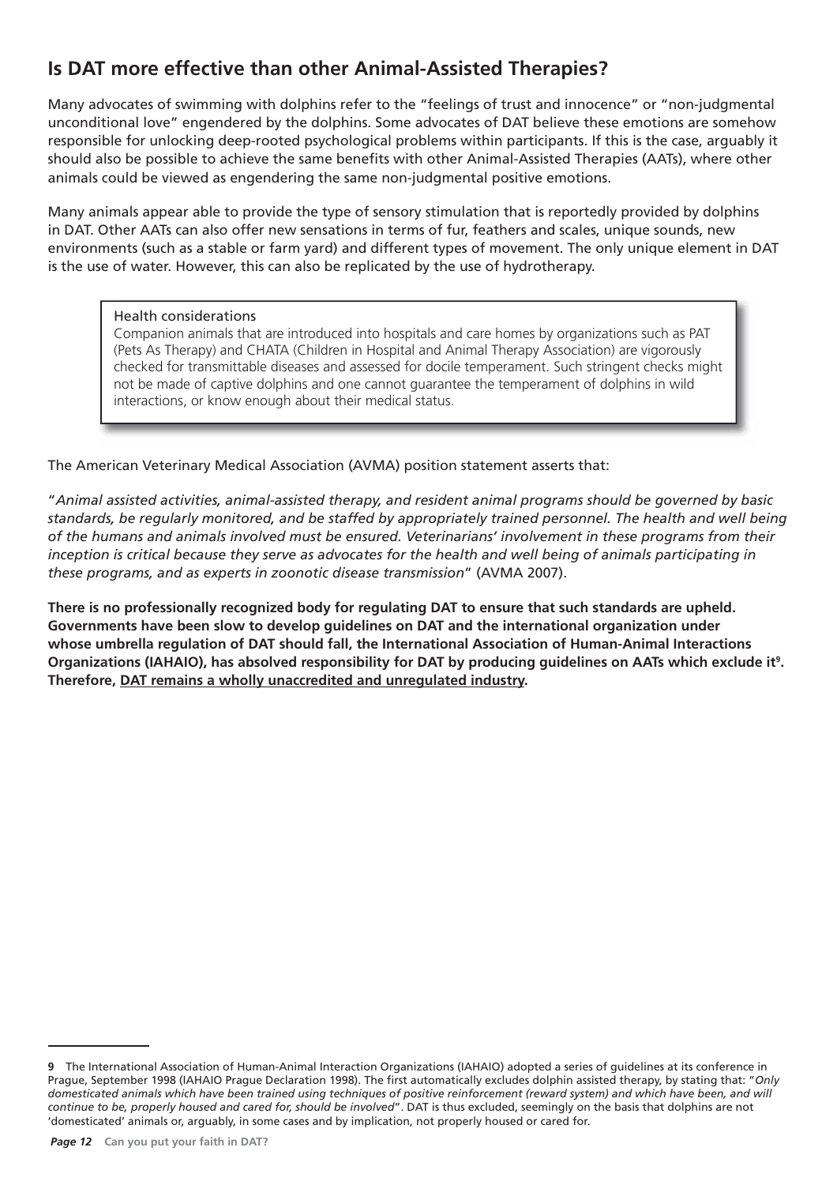## Is DAT more effective than other Animal-Assisted Therapies?

Many advocates of swimming with dolphins refer to the "feelings of trust and innocence" or "non-judgmental unconditional love" engendered by the dolphins. Some advocates of DAT believe these emotions are somehow responsible for unlocking deep-rooted psychological problems within participants. If this is the case, arguably it should also be possible to achieve the same benefits with other Animal-Assisted Therapies (AATs), where other animals could be viewed as engendering the same non-judgmental positive emotions.

Many animals appear able to provide the type of sensory stimulation that is reportedly provided by dolphins in DAT. Other AATs can also offer new sensations in terms of fur, feathers and scales, unique sounds, new environments (such as a stable or farm yard) and different types of movement. The only unique element in DAT is the use of water. However, this can also be replicated by the use of hydrotherapy.

> Health considerations
>
> Companion animals that are introduced into hospitals and care homes by organizations such as PAT (Pets As Therapy) and CHATA (Children in Hospital and Animal Therapy Association) are vigorously checked for transmittable diseases and assessed for docile temperament. Such stringent checks might not be made of captive dolphins and one cannot guarantee the temperament of dolphins in wild interactions, or know enough about their medical status.

The American Veterinary Medical Association (AVMA) position statement asserts that:

"*Animal assisted activities, animal-assisted therapy, and resident animal programs should be governed by basic standards, be regularly monitored, and be staffed by appropriately trained personnel. The health and well being of the humans and animals involved must be ensured. Veterinarians' involvement in these programs from their inception is critical because they serve as advocates for the health and well being of animals participating in these programs, and as experts in zoonotic disease transmission*" (AVMA 2007).

**There is no professionally recognized body for regulating DAT to ensure that such standards are upheld. Governments have been slow to develop guidelines on DAT and the international organization under whose umbrella regulation of DAT should fall, the International Association of Human-Animal Interactions Organizations (IAHAIO), has absolved responsibility for DAT by producing guidelines on AATs which exclude it[9]. Therefore, <u>DAT remains a wholly unaccredited and unregulated industry</u>.**

---

**9** The International Association of Human-Animal Interaction Organizations (IAHAIO) adopted a series of guidelines at its conference in Prague, September 1998 (IAHAIO Prague Declaration 1998). The first automatically excludes dolphin assisted therapy, by stating that: "*Only domesticated animals which have been trained using techniques of positive reinforcement (reward system) and which have been, and will continue to be, properly housed and cared for, should be involved*". DAT is thus excluded, seemingly on the basis that dolphins are not 'domesticated' animals or, arguably, in some cases and by implication, not properly housed or cared for.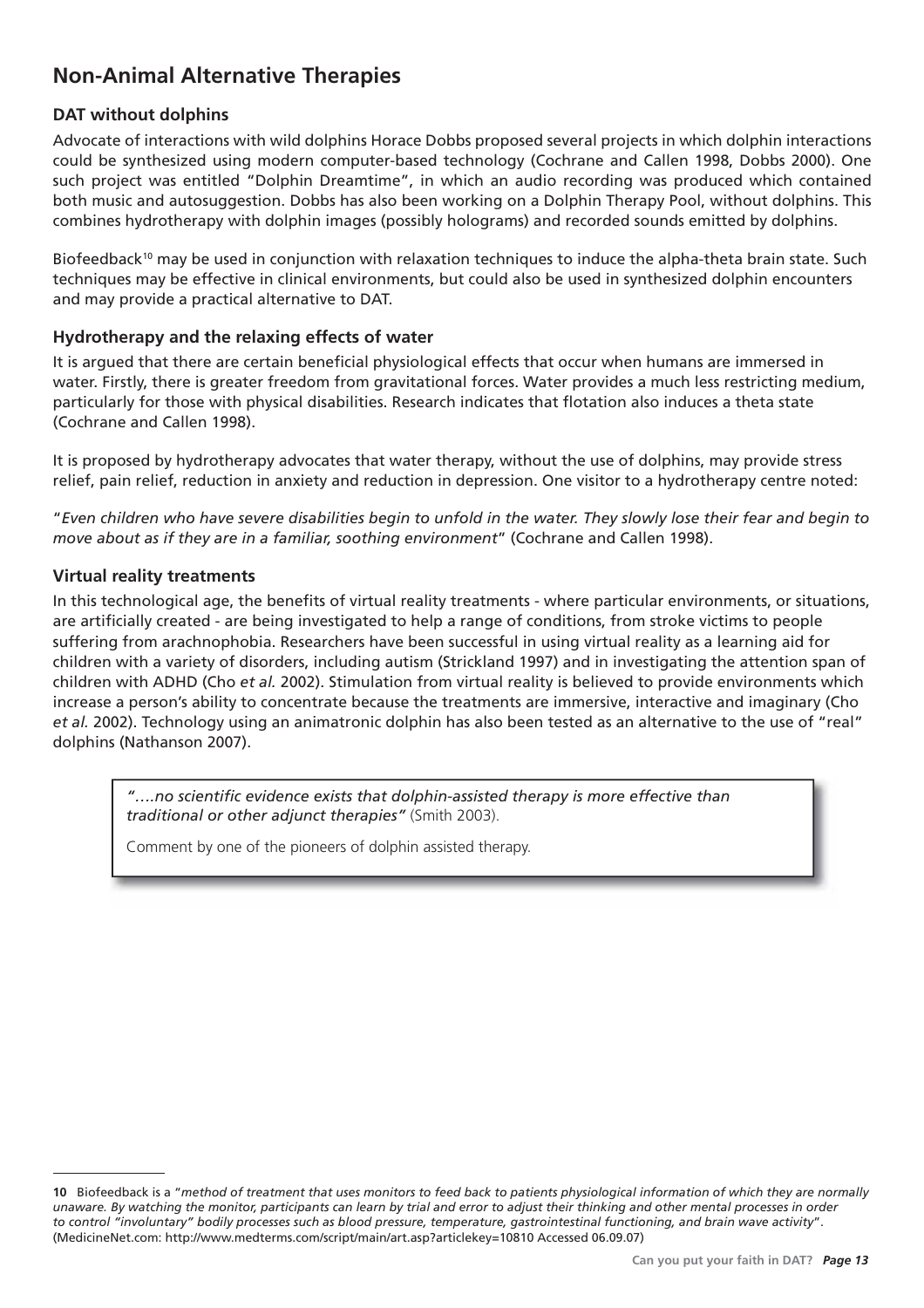## Non-Animal Alternative Therapies

### DAT without dolphins

Advocate of interactions with wild dolphins Horace Dobbs proposed several projects in which dolphin interactions could be synthesized using modern computer-based technology (Cochrane and Callen 1998, Dobbs 2000). One such project was entitled "Dolphin Dreamtime", in which an audio recording was produced which contained both music and autosuggestion. Dobbs has also been working on a Dolphin Therapy Pool, without dolphins. This combines hydrotherapy with dolphin images (possibly holograms) and recorded sounds emitted by dolphins.

Biofeedback[10] may be used in conjunction with relaxation techniques to induce the alpha-theta brain state. Such techniques may be effective in clinical environments, but could also be used in synthesized dolphin encounters and may provide a practical alternative to DAT.

### Hydrotherapy and the relaxing effects of water

It is argued that there are certain beneficial physiological effects that occur when humans are immersed in water. Firstly, there is greater freedom from gravitational forces. Water provides a much less restricting medium, particularly for those with physical disabilities. Research indicates that flotation also induces a theta state (Cochrane and Callen 1998).

It is proposed by hydrotherapy advocates that water therapy, without the use of dolphins, may provide stress relief, pain relief, reduction in anxiety and reduction in depression. One visitor to a hydrotherapy centre noted:

"*Even children who have severe disabilities begin to unfold in the water. They slowly lose their fear and begin to move about as if they are in a familiar, soothing environment*" (Cochrane and Callen 1998).

### Virtual reality treatments

In this technological age, the benefits of virtual reality treatments - where particular environments, or situations, are artificially created - are being investigated to help a range of conditions, from stroke victims to people suffering from arachnophobia. Researchers have been successful in using virtual reality as a learning aid for children with a variety of disorders, including autism (Strickland 1997) and in investigating the attention span of children with ADHD (Cho *et al.* 2002). Stimulation from virtual reality is believed to provide environments which increase a person's ability to concentrate because the treatments are immersive, interactive and imaginary (Cho *et al.* 2002). Technology using an animatronic dolphin has also been tested as an alternative to the use of "real" dolphins (Nathanson 2007).

> *"….no scientific evidence exists that dolphin-assisted therapy is more effective than traditional or other adjunct therapies"* (Smith 2003).
>
> Comment by one of the pioneers of dolphin assisted therapy.

---

**10** Biofeedback is a "*method of treatment that uses monitors to feed back to patients physiological information of which they are normally unaware. By watching the monitor, participants can learn by trial and error to adjust their thinking and other mental processes in order to control "involuntary" bodily processes such as blood pressure, temperature, gastrointestinal functioning, and brain wave activity*". (MedicineNet.com: http://www.medterms.com/script/main/art.asp?articlekey=10810 Accessed 06.09.07)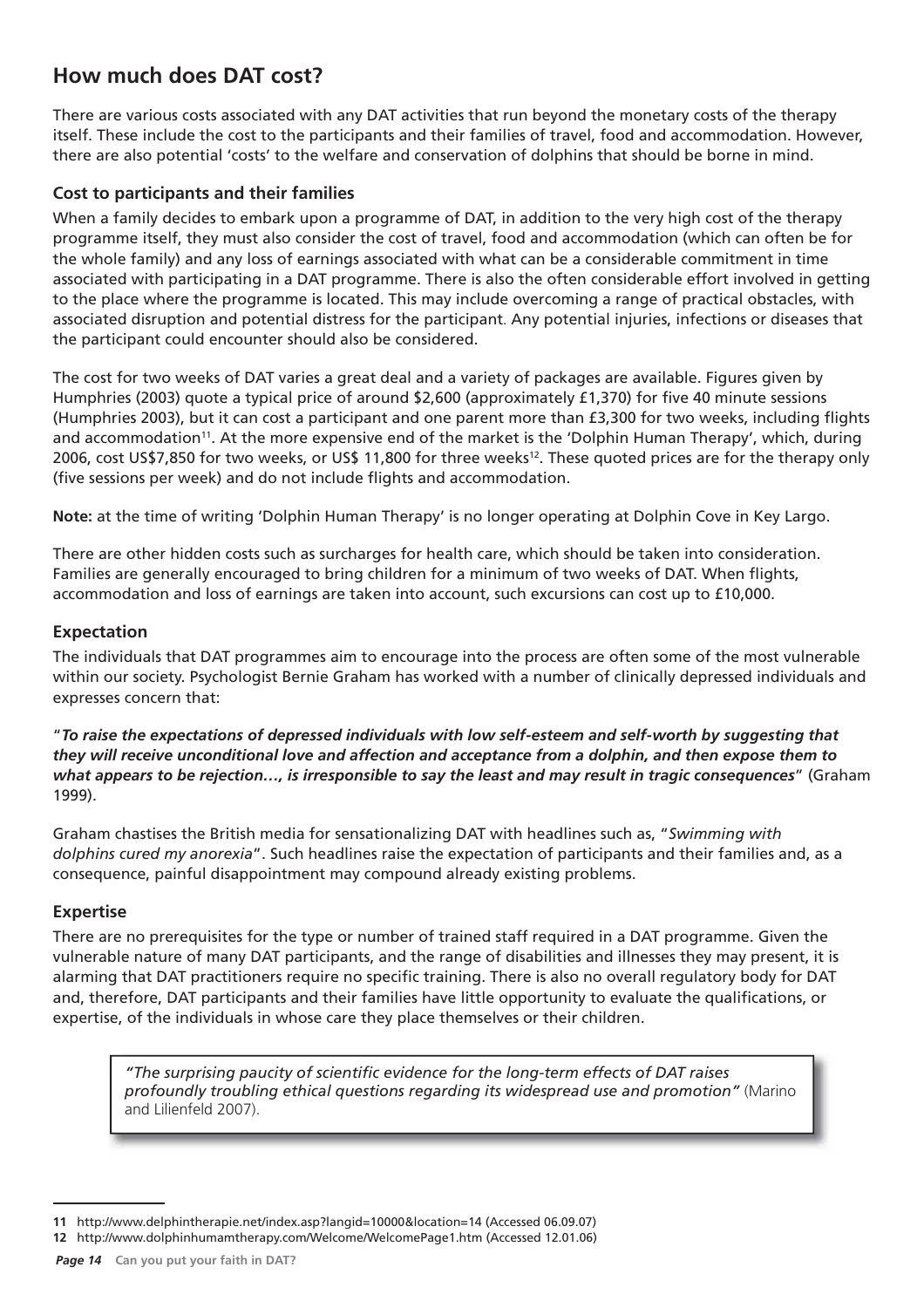## How much does DAT cost?

There are various costs associated with any DAT activities that run beyond the monetary costs of the therapy itself. These include the cost to the participants and their families of travel, food and accommodation. However, there are also potential 'costs' to the welfare and conservation of dolphins that should be borne in mind.

### Cost to participants and their families

When a family decides to embark upon a programme of DAT, in addition to the very high cost of the therapy programme itself, they must also consider the cost of travel, food and accommodation (which can often be for the whole family) and any loss of earnings associated with what can be a considerable commitment in time associated with participating in a DAT programme. There is also the often considerable effort involved in getting to the place where the programme is located. This may include overcoming a range of practical obstacles, with associated disruption and potential distress for the participant. Any potential injuries, infections or diseases that the participant could encounter should also be considered.

The cost for two weeks of DAT varies a great deal and a variety of packages are available. Figures given by Humphries (2003) quote a typical price of around $2,600 (approximately £1,370) for five 40 minute sessions (Humphries 2003), but it can cost a participant and one parent more than £3,300 for two weeks, including flights and accommodation[11]. At the more expensive end of the market is the 'Dolphin Human Therapy', which, during 2006, cost US$7,850 for two weeks, or US$ 11,800 for three weeks[12]. These quoted prices are for the therapy only (five sessions per week) and do not include flights and accommodation.

**Note:** at the time of writing 'Dolphin Human Therapy' is no longer operating at Dolphin Cove in Key Largo.

There are other hidden costs such as surcharges for health care, which should be taken into consideration. Families are generally encouraged to bring children for a minimum of two weeks of DAT. When flights, accommodation and loss of earnings are taken into account, such excursions can cost up to £10,000.

### Expectation

The individuals that DAT programmes aim to encourage into the process are often some of the most vulnerable within our society. Psychologist Bernie Graham has worked with a number of clinically depressed individuals and expresses concern that:

"***To raise the expectations of depressed individuals with low self-esteem and self-worth by suggesting that they will receive unconditional love and affection and acceptance from a dolphin, and then expose them to what appears to be rejection…, is irresponsible to say the least and may result in tragic consequences***" (Graham 1999).

Graham chastises the British media for sensationalizing DAT with headlines such as, "*Swimming with dolphins cured my anorexia*". Such headlines raise the expectation of participants and their families and, as a consequence, painful disappointment may compound already existing problems.

### Expertise

There are no prerequisites for the type or number of trained staff required in a DAT programme. Given the vulnerable nature of many DAT participants, and the range of disabilities and illnesses they may present, it is alarming that DAT practitioners require no specific training. There is also no overall regulatory body for DAT and, therefore, DAT participants and their families have little opportunity to evaluate the qualifications, or expertise, of the individuals in whose care they place themselves or their children.

> *"The surprising paucity of scientific evidence for the long-term effects of DAT raises profoundly troubling ethical questions regarding its widespread use and promotion"* (Marino and Lilienfeld 2007).

---

**11** http://www.delphintherapie.net/index.asp?langid=10000&location=14 (Accessed 06.09.07)

**12** http://www.dolphinhumamtherapy.com/Welcome/WelcomePage1.htm (Accessed 12.01.06)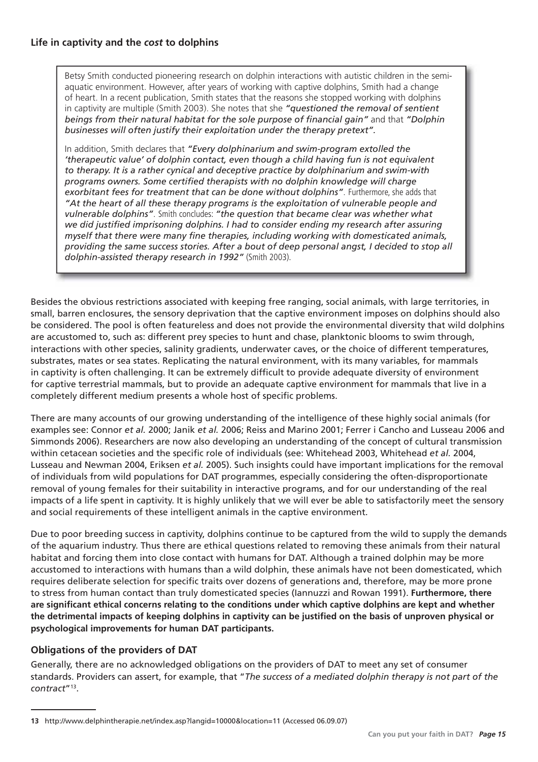## Life in captivity and the *cost* to dolphins

> Betsy Smith conducted pioneering research on dolphin interactions with autistic children in the semi-aquatic environment. However, after years of working with captive dolphins, Smith had a change of heart. In a recent publication, Smith states that the reasons she stopped working with dolphins in captivity are multiple (Smith 2003). She notes that she ***"questioned the removal of sentient beings from their natural habitat for the sole purpose of financial gain"*** and that ***"Dolphin businesses will often justify their exploitation under the therapy pretext".***
>
> In addition, Smith declares that ***"Every dolphinarium and swim-program extolled the 'therapeutic value' of dolphin contact, even though a child having fun is not equivalent to therapy. It is a rather cynical and deceptive practice by dolphinarium and swim-with programs owners. Some certified therapists with no dolphin knowledge will charge exorbitant fees for treatment that can be done without dolphins".*** Furthermore, she adds that ***"At the heart of all these therapy programs is the exploitation of vulnerable people and vulnerable dolphins".*** Smith concludes: ***"the question that became clear was whether what we did justified imprisoning dolphins. I had to consider ending my research after assuring myself that there were many fine therapies, including working with domesticated animals, providing the same success stories. After a bout of deep personal angst, I decided to stop all dolphin-assisted therapy research in 1992"*** (Smith 2003).

Besides the obvious restrictions associated with keeping free ranging, social animals, with large territories, in small, barren enclosures, the sensory deprivation that the captive environment imposes on dolphins should also be considered. The pool is often featureless and does not provide the environmental diversity that wild dolphins are accustomed to, such as: different prey species to hunt and chase, planktonic blooms to swim through, interactions with other species, salinity gradients, underwater caves, or the choice of different temperatures, substrates, mates or sea states. Replicating the natural environment, with its many variables, for mammals in captivity is often challenging. It can be extremely difficult to provide adequate diversity of environment for captive terrestrial mammals, but to provide an adequate captive environment for mammals that live in a completely different medium presents a whole host of specific problems.

There are many accounts of our growing understanding of the intelligence of these highly social animals (for examples see: Connor *et al.* 2000; Janik *et al.* 2006; Reiss and Marino 2001; Ferrer i Cancho and Lusseau 2006 and Simmonds 2006). Researchers are now also developing an understanding of the concept of cultural transmission within cetacean societies and the specific role of individuals (see: Whitehead 2003, Whitehead *et al.* 2004, Lusseau and Newman 2004, Eriksen *et al.* 2005). Such insights could have important implications for the removal of individuals from wild populations for DAT programmes, especially considering the often-disproportionate removal of young females for their suitability in interactive programs, and for our understanding of the real impacts of a life spent in captivity. It is highly unlikely that we will ever be able to satisfactorily meet the sensory and social requirements of these intelligent animals in the captive environment.

Due to poor breeding success in captivity, dolphins continue to be captured from the wild to supply the demands of the aquarium industry. Thus there are ethical questions related to removing these animals from their natural habitat and forcing them into close contact with humans for DAT. Although a trained dolphin may be more accustomed to interactions with humans than a wild dolphin, these animals have not been domesticated, which requires deliberate selection for specific traits over dozens of generations and, therefore, may be more prone to stress from human contact than truly domesticated species (Iannuzzi and Rowan 1991). **Furthermore, there are significant ethical concerns relating to the conditions under which captive dolphins are kept and whether the detrimental impacts of keeping dolphins in captivity can be justified on the basis of unproven physical or psychological improvements for human DAT participants.**

### Obligations of the providers of DAT

Generally, there are no acknowledged obligations on the providers of DAT to meet any set of consumer standards. Providers can assert, for example, that "*The success of a mediated dolphin therapy is not part of the contract*"[13].

---

[13] http://www.delphintherapie.net/index.asp?langid=10000&location=11 (Accessed 06.09.07)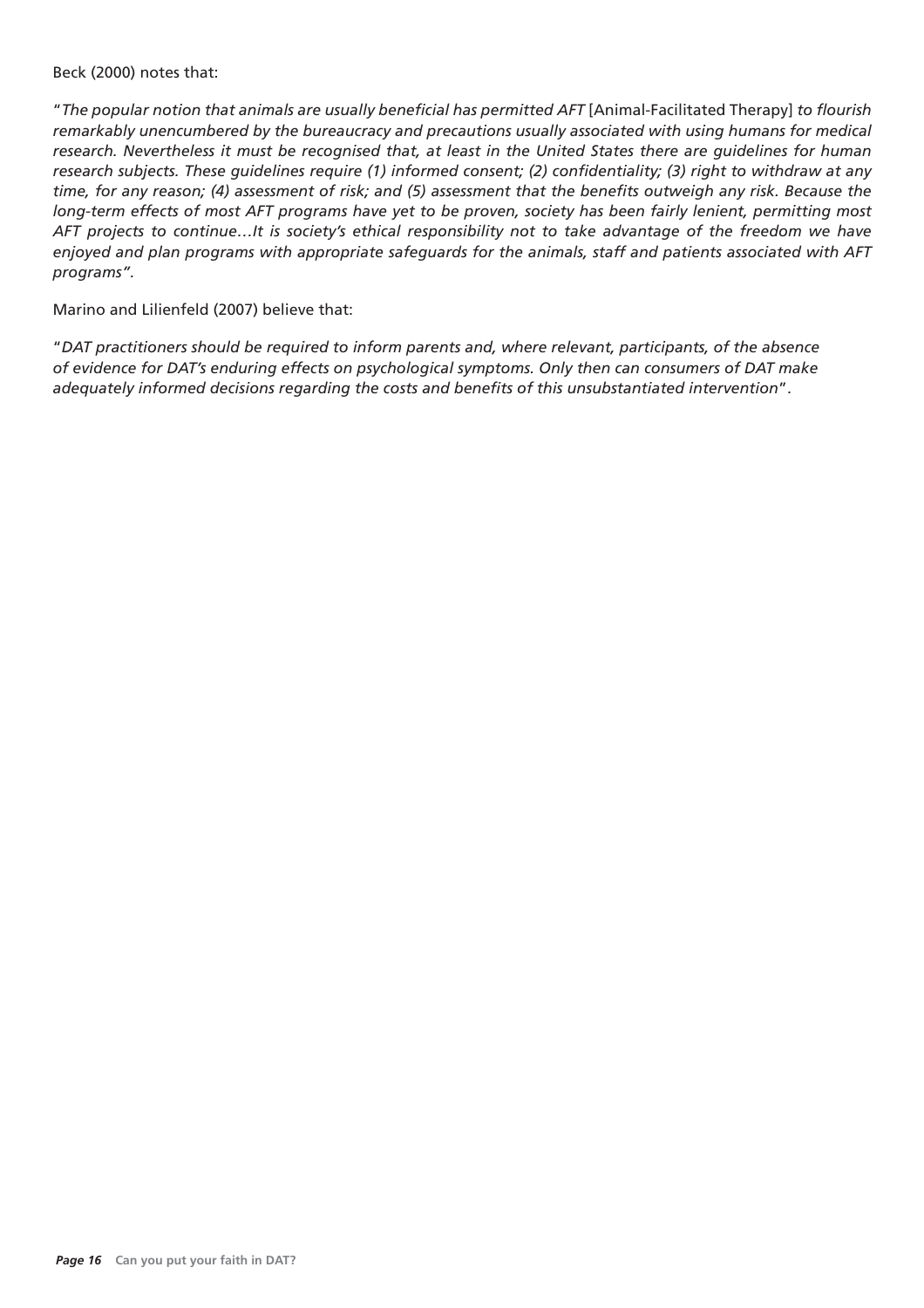Beck (2000) notes that:

"*The popular notion that animals are usually beneficial has permitted AFT* [Animal-Facilitated Therapy] *to flourish remarkably unencumbered by the bureaucracy and precautions usually associated with using humans for medical research. Nevertheless it must be recognised that, at least in the United States there are guidelines for human research subjects. These guidelines require (1) informed consent; (2) confidentiality; (3) right to withdraw at any time, for any reason; (4) assessment of risk; and (5) assessment that the benefits outweigh any risk. Because the long-term effects of most AFT programs have yet to be proven, society has been fairly lenient, permitting most AFT projects to continue…It is society's ethical responsibility not to take advantage of the freedom we have enjoyed and plan programs with appropriate safeguards for the animals, staff and patients associated with AFT programs".*

Marino and Lilienfeld (2007) believe that:

"*DAT practitioners should be required to inform parents and, where relevant, participants, of the absence of evidence for DAT's enduring effects on psychological symptoms. Only then can consumers of DAT make adequately informed decisions regarding the costs and benefits of this unsubstantiated intervention*".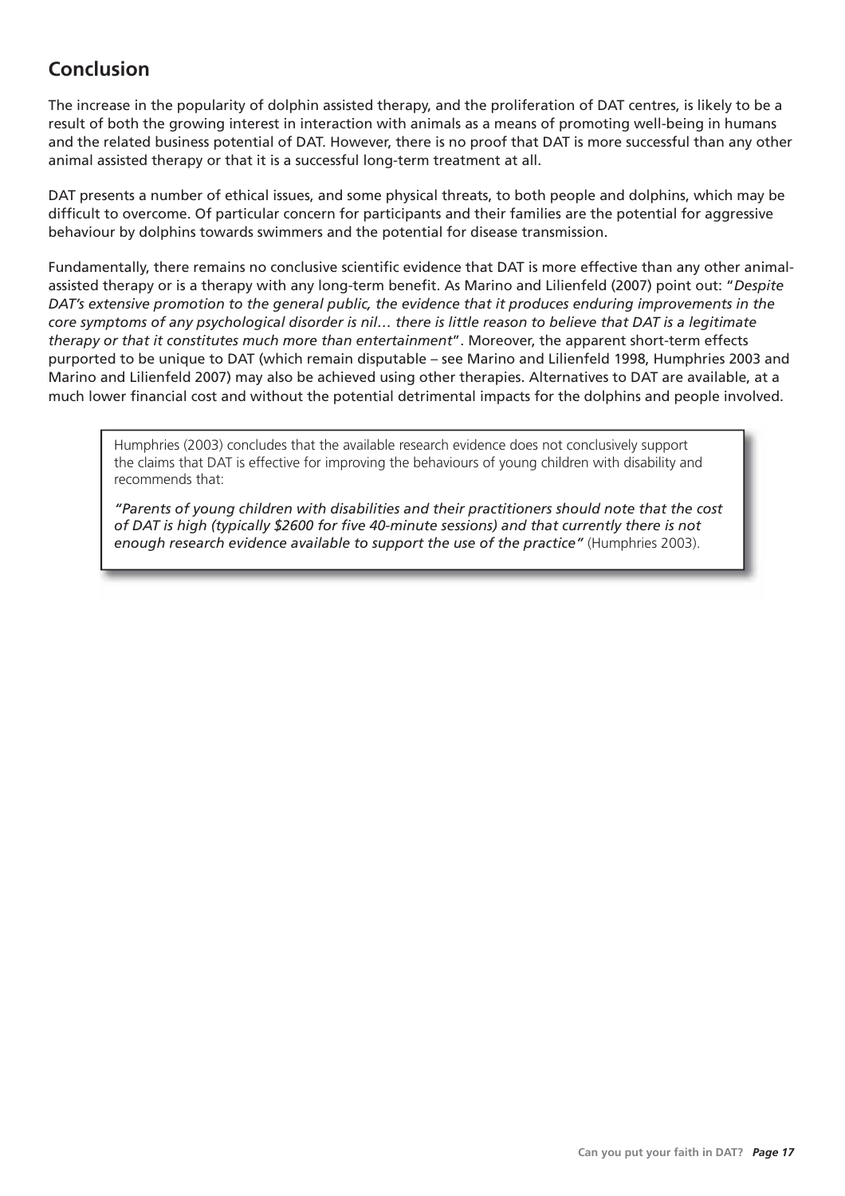## Conclusion

The increase in the popularity of dolphin assisted therapy, and the proliferation of DAT centres, is likely to be a result of both the growing interest in interaction with animals as a means of promoting well-being in humans and the related business potential of DAT. However, there is no proof that DAT is more successful than any other animal assisted therapy or that it is a successful long-term treatment at all.

DAT presents a number of ethical issues, and some physical threats, to both people and dolphins, which may be difficult to overcome. Of particular concern for participants and their families are the potential for aggressive behaviour by dolphins towards swimmers and the potential for disease transmission.

Fundamentally, there remains no conclusive scientific evidence that DAT is more effective than any other animal-assisted therapy or is a therapy with any long-term benefit. As Marino and Lilienfeld (2007) point out: "*Despite DAT's extensive promotion to the general public, the evidence that it produces enduring improvements in the core symptoms of any psychological disorder is nil… there is little reason to believe that DAT is a legitimate therapy or that it constitutes much more than entertainment*". Moreover, the apparent short-term effects purported to be unique to DAT (which remain disputable – see Marino and Lilienfeld 1998, Humphries 2003 and Marino and Lilienfeld 2007) may also be achieved using other therapies. Alternatives to DAT are available, at a much lower financial cost and without the potential detrimental impacts for the dolphins and people involved.

> Humphries (2003) concludes that the available research evidence does not conclusively support the claims that DAT is effective for improving the behaviours of young children with disability and recommends that:
>
> *"Parents of young children with disabilities and their practitioners should note that the cost of DAT is high (typically $2600 for five 40-minute sessions) and that currently there is not enough research evidence available to support the use of the practice"* (Humphries 2003).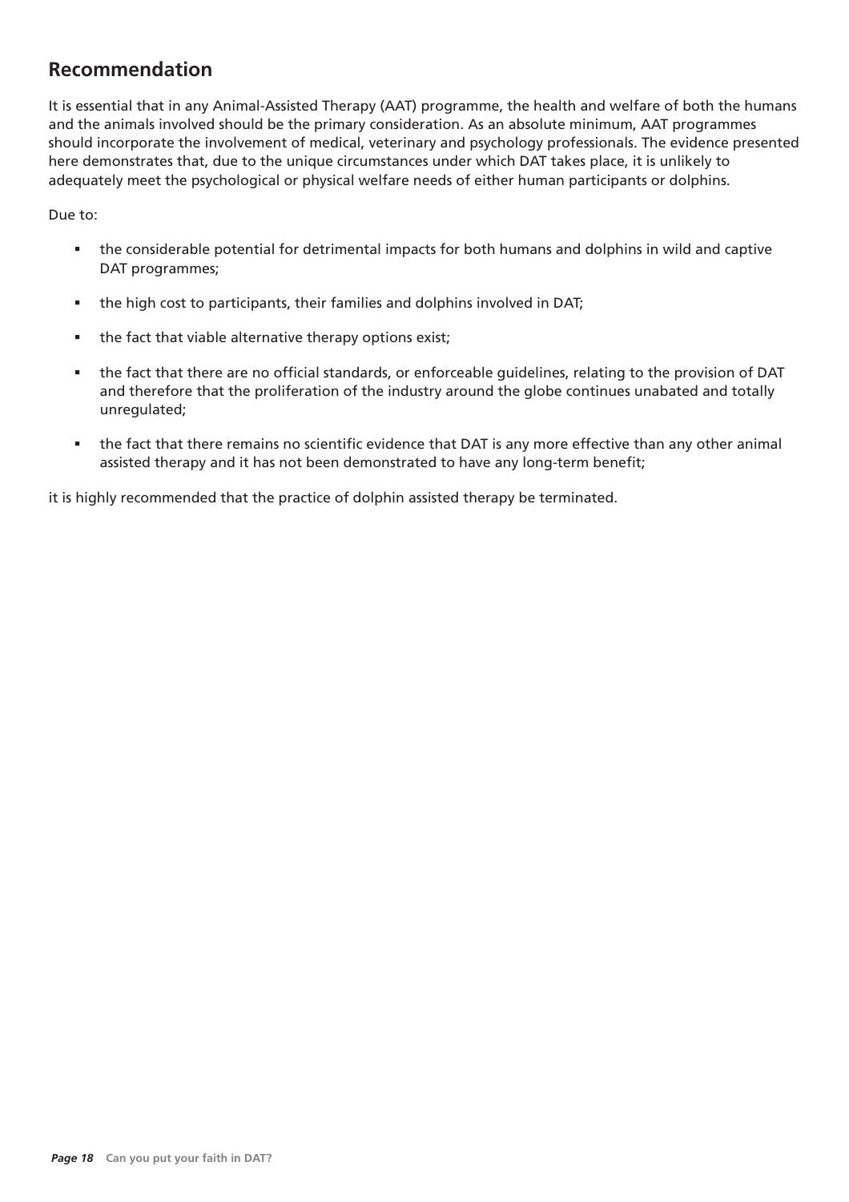## Recommendation

It is essential that in any Animal-Assisted Therapy (AAT) programme, the health and welfare of both the humans and the animals involved should be the primary consideration. As an absolute minimum, AAT programmes should incorporate the involvement of medical, veterinary and psychology professionals. The evidence presented here demonstrates that, due to the unique circumstances under which DAT takes place, it is unlikely to adequately meet the psychological or physical welfare needs of either human participants or dolphins.

Due to:

- the considerable potential for detrimental impacts for both humans and dolphins in wild and captive DAT programmes;
- the high cost to participants, their families and dolphins involved in DAT;
- the fact that viable alternative therapy options exist;
- the fact that there are no official standards, or enforceable guidelines, relating to the provision of DAT and therefore that the proliferation of the industry around the globe continues unabated and totally unregulated;
- the fact that there remains no scientific evidence that DAT is any more effective than any other animal assisted therapy and it has not been demonstrated to have any long-term benefit;

it is highly recommended that the practice of dolphin assisted therapy be terminated.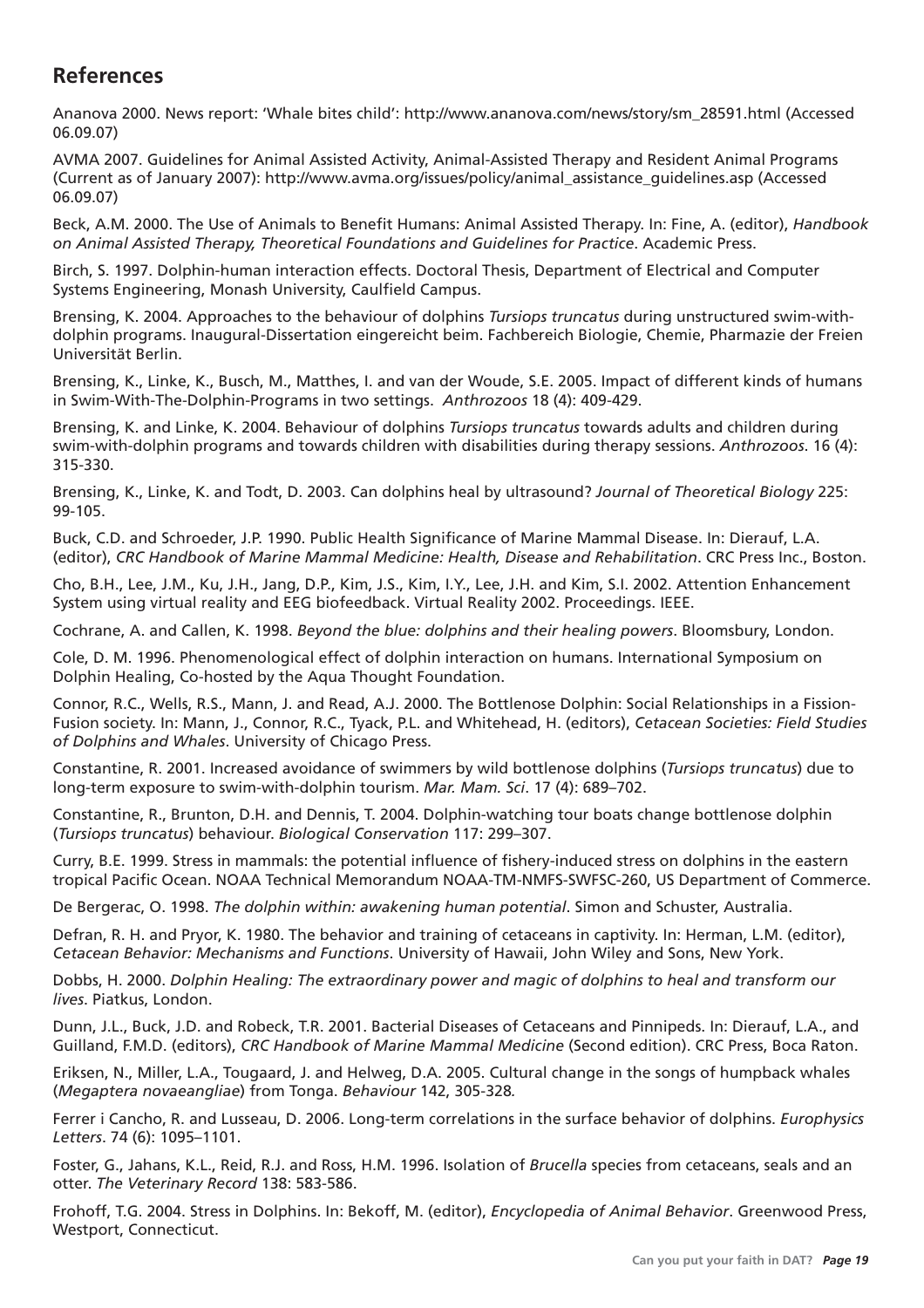## References

Ananova 2000. News report: 'Whale bites child': http://www.ananova.com/news/story/sm_28591.html (Accessed 06.09.07)

AVMA 2007. Guidelines for Animal Assisted Activity, Animal-Assisted Therapy and Resident Animal Programs (Current as of January 2007): http://www.avma.org/issues/policy/animal_assistance_guidelines.asp (Accessed 06.09.07)

Beck, A.M. 2000. The Use of Animals to Benefit Humans: Animal Assisted Therapy. In: Fine, A. (editor), *Handbook on Animal Assisted Therapy, Theoretical Foundations and Guidelines for Practice*. Academic Press.

Birch, S. 1997. Dolphin-human interaction effects. Doctoral Thesis, Department of Electrical and Computer Systems Engineering, Monash University, Caulfield Campus.

Brensing, K. 2004. Approaches to the behaviour of dolphins *Tursiops truncatus* during unstructured swim-with-dolphin programs. Inaugural-Dissertation eingereicht beim. Fachbereich Biologie, Chemie, Pharmazie der Freien Universität Berlin.

Brensing, K., Linke, K., Busch, M., Matthes, I. and van der Woude, S.E. 2005. Impact of different kinds of humans in Swim-With-The-Dolphin-Programs in two settings. *Anthrozoos* 18 (4): 409-429.

Brensing, K. and Linke, K. 2004. Behaviour of dolphins *Tursiops truncatus* towards adults and children during swim-with-dolphin programs and towards children with disabilities during therapy sessions. *Anthrozoos*. 16 (4): 315-330.

Brensing, K., Linke, K. and Todt, D. 2003. Can dolphins heal by ultrasound? *Journal of Theoretical Biology* 225: 99-105.

Buck, C.D. and Schroeder, J.P. 1990. Public Health Significance of Marine Mammal Disease. In: Dierauf, L.A. (editor), *CRC Handbook of Marine Mammal Medicine: Health, Disease and Rehabilitation*. CRC Press Inc., Boston.

Cho, B.H., Lee, J.M., Ku, J.H., Jang, D.P., Kim, J.S., Kim, I.Y., Lee, J.H. and Kim, S.I. 2002. Attention Enhancement System using virtual reality and EEG biofeedback. Virtual Reality 2002. Proceedings. IEEE.

Cochrane, A. and Callen, K. 1998. *Beyond the blue: dolphins and their healing powers*. Bloomsbury, London.

Cole, D. M. 1996. Phenomenological effect of dolphin interaction on humans. International Symposium on Dolphin Healing, Co-hosted by the Aqua Thought Foundation.

Connor, R.C., Wells, R.S., Mann, J. and Read, A.J. 2000. The Bottlenose Dolphin: Social Relationships in a Fission-Fusion society. In: Mann, J., Connor, R.C., Tyack, P.L. and Whitehead, H. (editors), *Cetacean Societies: Field Studies of Dolphins and Whales*. University of Chicago Press.

Constantine, R. 2001. Increased avoidance of swimmers by wild bottlenose dolphins (*Tursiops truncatus*) due to long-term exposure to swim-with-dolphin tourism. *Mar. Mam. Sci*. 17 (4): 689–702.

Constantine, R., Brunton, D.H. and Dennis, T. 2004. Dolphin-watching tour boats change bottlenose dolphin (*Tursiops truncatus*) behaviour. *Biological Conservation* 117: 299–307.

Curry, B.E. 1999. Stress in mammals: the potential influence of fishery-induced stress on dolphins in the eastern tropical Pacific Ocean. NOAA Technical Memorandum NOAA-TM-NMFS-SWFSC-260, US Department of Commerce.

De Bergerac, O. 1998. *The dolphin within: awakening human potential*. Simon and Schuster, Australia.

Defran, R. H. and Pryor, K. 1980. The behavior and training of cetaceans in captivity. In: Herman, L.M. (editor), *Cetacean Behavior: Mechanisms and Functions*. University of Hawaii, John Wiley and Sons, New York.

Dobbs, H. 2000. *Dolphin Healing: The extraordinary power and magic of dolphins to heal and transform our lives*. Piatkus, London.

Dunn, J.L., Buck, J.D. and Robeck, T.R. 2001. Bacterial Diseases of Cetaceans and Pinnipeds. In: Dierauf, L.A., and Guilland, F.M.D. (editors), *CRC Handbook of Marine Mammal Medicine* (Second edition). CRC Press, Boca Raton.

Eriksen, N., Miller, L.A., Tougaard, J. and Helweg, D.A. 2005. Cultural change in the songs of humpback whales (*Megaptera novaeangliae*) from Tonga. *Behaviour* 142, 305-328.

Ferrer i Cancho, R. and Lusseau, D. 2006. Long-term correlations in the surface behavior of dolphins. *Europhysics Letters*. 74 (6): 1095–1101.

Foster, G., Jahans, K.L., Reid, R.J. and Ross, H.M. 1996. Isolation of *Brucella* species from cetaceans, seals and an otter. *The Veterinary Record* 138: 583-586.

Frohoff, T.G. 2004. Stress in Dolphins. In: Bekoff, M. (editor), *Encyclopedia of Animal Behavior*. Greenwood Press, Westport, Connecticut.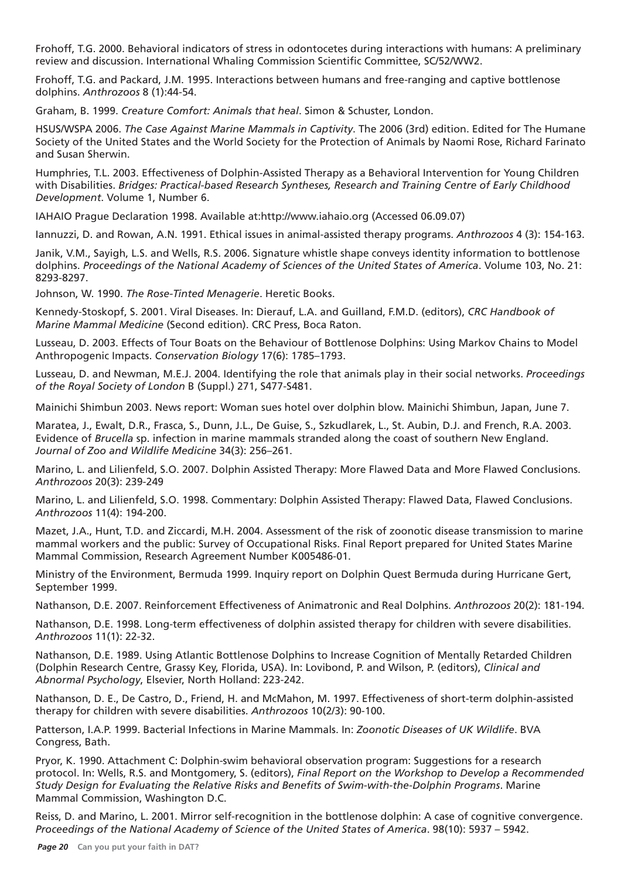Frohoff, T.G. 2000. Behavioral indicators of stress in odontocetes during interactions with humans: A preliminary review and discussion. International Whaling Commission Scientific Committee, SC/52/WW2.

Frohoff, T.G. and Packard, J.M. 1995. Interactions between humans and free-ranging and captive bottlenose dolphins. *Anthrozoos* 8 (1):44-54.

Graham, B. 1999. *Creature Comfort: Animals that heal*. Simon & Schuster, London.

HSUS/WSPA 2006. *The Case Against Marine Mammals in Captivity*. The 2006 (3rd) edition. Edited for The Humane Society of the United States and the World Society for the Protection of Animals by Naomi Rose, Richard Farinato and Susan Sherwin.

Humphries, T.L. 2003. Effectiveness of Dolphin-Assisted Therapy as a Behavioral Intervention for Young Children with Disabilities. *Bridges: Practical-based Research Syntheses, Research and Training Centre of Early Childhood Development*. Volume 1, Number 6.

IAHAIO Prague Declaration 1998. Available at:http://www.iahaio.org (Accessed 06.09.07)

Iannuzzi, D. and Rowan, A.N. 1991. Ethical issues in animal-assisted therapy programs. *Anthrozoos* 4 (3): 154-163.

Janik, V.M., Sayigh, L.S. and Wells, R.S. 2006. Signature whistle shape conveys identity information to bottlenose dolphins. *Proceedings of the National Academy of Sciences of the United States of America*. Volume 103, No. 21: 8293-8297.

Johnson, W. 1990. *The Rose-Tinted Menagerie*. Heretic Books.

Kennedy-Stoskopf, S. 2001. Viral Diseases. In: Dierauf, L.A. and Guilland, F.M.D. (editors), *CRC Handbook of Marine Mammal Medicine* (Second edition). CRC Press, Boca Raton.

Lusseau, D. 2003. Effects of Tour Boats on the Behaviour of Bottlenose Dolphins: Using Markov Chains to Model Anthropogenic Impacts. *Conservation Biology* 17(6): 1785–1793.

Lusseau, D. and Newman, M.E.J. 2004. Identifying the role that animals play in their social networks. *Proceedings of the Royal Society of London* B (Suppl.) 271, S477-S481.

Mainichi Shimbun 2003. News report: Woman sues hotel over dolphin blow. Mainichi Shimbun, Japan, June 7.

Maratea, J., Ewalt, D.R., Frasca, S., Dunn, J.L., De Guise, S., Szkudlarek, L., St. Aubin, D.J. and French, R.A. 2003. Evidence of *Brucella* sp. infection in marine mammals stranded along the coast of southern New England. *Journal of Zoo and Wildlife Medicine* 34(3): 256–261.

Marino, L. and Lilienfeld, S.O. 2007. Dolphin Assisted Therapy: More Flawed Data and More Flawed Conclusions. *Anthrozoos* 20(3): 239-249

Marino, L. and Lilienfeld, S.O. 1998. Commentary: Dolphin Assisted Therapy: Flawed Data, Flawed Conclusions. *Anthrozoos* 11(4): 194-200.

Mazet, J.A., Hunt, T.D. and Ziccardi, M.H. 2004. Assessment of the risk of zoonotic disease transmission to marine mammal workers and the public: Survey of Occupational Risks. Final Report prepared for United States Marine Mammal Commission, Research Agreement Number K005486-01.

Ministry of the Environment, Bermuda 1999. Inquiry report on Dolphin Quest Bermuda during Hurricane Gert, September 1999.

Nathanson, D.E. 2007. Reinforcement Effectiveness of Animatronic and Real Dolphins. *Anthrozoos* 20(2): 181-194.

Nathanson, D.E. 1998. Long-term effectiveness of dolphin assisted therapy for children with severe disabilities. *Anthrozoos* 11(1): 22-32.

Nathanson, D.E. 1989. Using Atlantic Bottlenose Dolphins to Increase Cognition of Mentally Retarded Children (Dolphin Research Centre, Grassy Key, Florida, USA). In: Lovibond, P. and Wilson, P. (editors), *Clinical and Abnormal Psychology*, Elsevier, North Holland: 223-242.

Nathanson, D. E., De Castro, D., Friend, H. and McMahon, M. 1997. Effectiveness of short-term dolphin-assisted therapy for children with severe disabilities. *Anthrozoos* 10(2/3): 90-100.

Patterson, I.A.P. 1999. Bacterial Infections in Marine Mammals. In: *Zoonotic Diseases of UK Wildlife*. BVA Congress, Bath.

Pryor, K. 1990. Attachment C: Dolphin-swim behavioral observation program: Suggestions for a research protocol. In: Wells, R.S. and Montgomery, S. (editors), *Final Report on the Workshop to Develop a Recommended Study Design for Evaluating the Relative Risks and Benefits of Swim-with-the-Dolphin Programs*. Marine Mammal Commission, Washington D.C.

Reiss, D. and Marino, L. 2001. Mirror self-recognition in the bottlenose dolphin: A case of cognitive convergence. *Proceedings of the National Academy of Science of the United States of America*. 98(10): 5937 – 5942.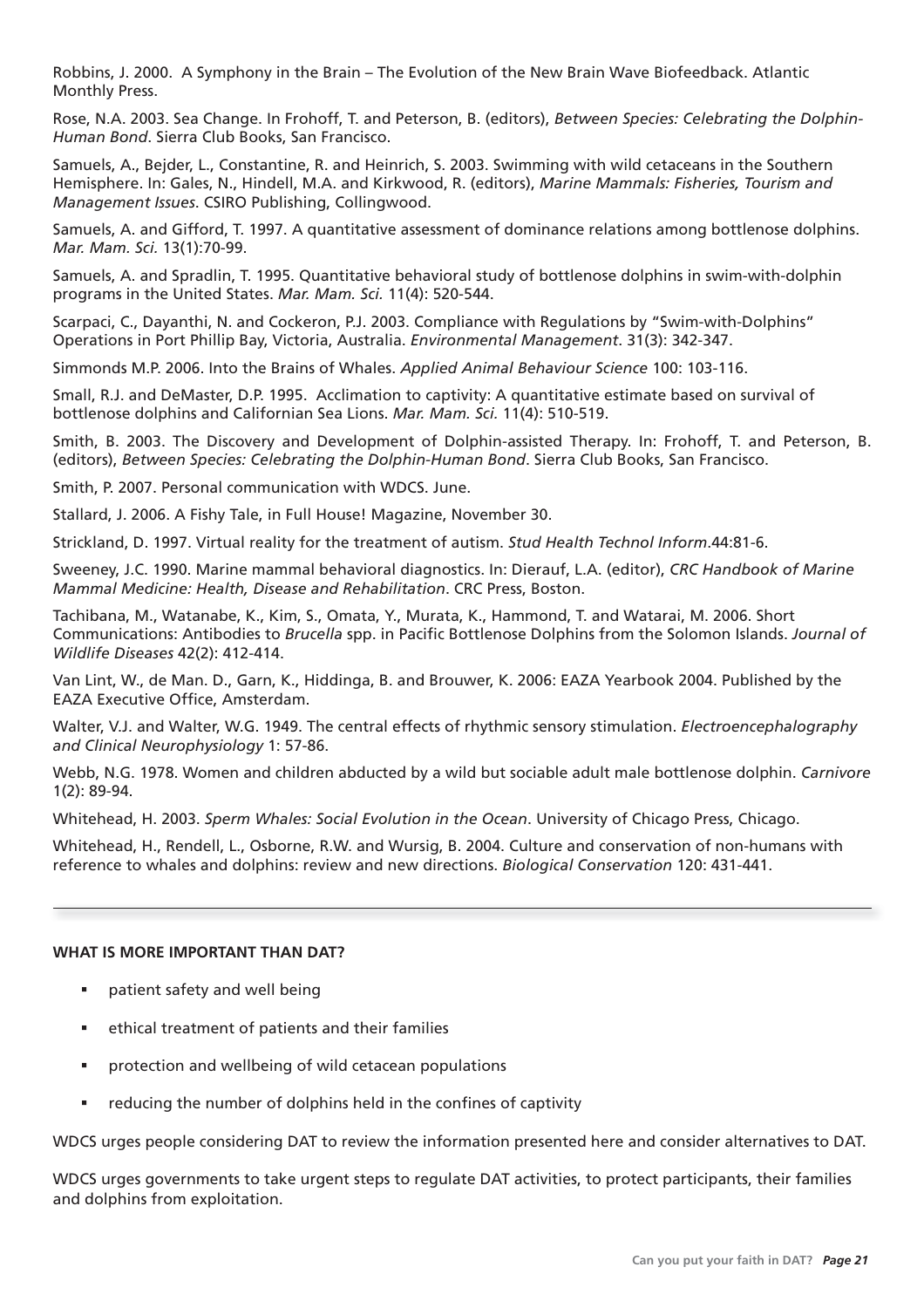Robbins, J. 2000. A Symphony in the Brain – The Evolution of the New Brain Wave Biofeedback. Atlantic Monthly Press.

Rose, N.A. 2003. Sea Change. In Frohoff, T. and Peterson, B. (editors), *Between Species: Celebrating the Dolphin-Human Bond*. Sierra Club Books, San Francisco.

Samuels, A., Bejder, L., Constantine, R. and Heinrich, S. 2003. Swimming with wild cetaceans in the Southern Hemisphere. In: Gales, N., Hindell, M.A. and Kirkwood, R. (editors), *Marine Mammals: Fisheries, Tourism and Management Issues*. CSIRO Publishing, Collingwood.

Samuels, A. and Gifford, T. 1997. A quantitative assessment of dominance relations among bottlenose dolphins. *Mar. Mam. Sci.* 13(1):70-99.

Samuels, A. and Spradlin, T. 1995. Quantitative behavioral study of bottlenose dolphins in swim-with-dolphin programs in the United States. *Mar. Mam. Sci.* 11(4): 520-544.

Scarpaci, C., Dayanthi, N. and Cockeron, P.J. 2003. Compliance with Regulations by "Swim-with-Dolphins" Operations in Port Phillip Bay, Victoria, Australia. *Environmental Management*. 31(3): 342-347.

Simmonds M.P. 2006. Into the Brains of Whales. *Applied Animal Behaviour Science* 100: 103-116.

Small, R.J. and DeMaster, D.P. 1995. Acclimation to captivity: A quantitative estimate based on survival of bottlenose dolphins and Californian Sea Lions. *Mar. Mam. Sci.* 11(4): 510-519.

Smith, B. 2003. The Discovery and Development of Dolphin-assisted Therapy. In: Frohoff, T. and Peterson, B. (editors), *Between Species: Celebrating the Dolphin-Human Bond*. Sierra Club Books, San Francisco.

Smith, P. 2007. Personal communication with WDCS. June.

Stallard, J. 2006. A Fishy Tale, in Full House! Magazine, November 30.

Strickland, D. 1997. Virtual reality for the treatment of autism. *Stud Health Technol Inform*.44:81-6.

Sweeney, J.C. 1990. Marine mammal behavioral diagnostics. In: Dierauf, L.A. (editor), *CRC Handbook of Marine Mammal Medicine: Health, Disease and Rehabilitation*. CRC Press, Boston.

Tachibana, M., Watanabe, K., Kim, S., Omata, Y., Murata, K., Hammond, T. and Watarai, M. 2006. Short Communications: Antibodies to *Brucella* spp. in Pacific Bottlenose Dolphins from the Solomon Islands. *Journal of Wildlife Diseases* 42(2): 412-414.

Van Lint, W., de Man. D., Garn, K., Hiddinga, B. and Brouwer, K. 2006: EAZA Yearbook 2004. Published by the EAZA Executive Office, Amsterdam.

Walter, V.J. and Walter, W.G. 1949. The central effects of rhythmic sensory stimulation. *Electroencephalography and Clinical Neurophysiology* 1: 57-86.

Webb, N.G. 1978. Women and children abducted by a wild but sociable adult male bottlenose dolphin. *Carnivore* 1(2): 89-94.

Whitehead, H. 2003. *Sperm Whales: Social Evolution in the Ocean*. University of Chicago Press, Chicago.

Whitehead, H., Rendell, L., Osborne, R.W. and Wursig, B. 2004. Culture and conservation of non-humans with reference to whales and dolphins: review and new directions. *Biological Conservation* 120: 431-441.

---

**WHAT IS MORE IMPORTANT THAN DAT?**

- patient safety and well being
- ethical treatment of patients and their families
- protection and wellbeing of wild cetacean populations
- reducing the number of dolphins held in the confines of captivity

WDCS urges people considering DAT to review the information presented here and consider alternatives to DAT.

WDCS urges governments to take urgent steps to regulate DAT activities, to protect participants, their families and dolphins from exploitation.